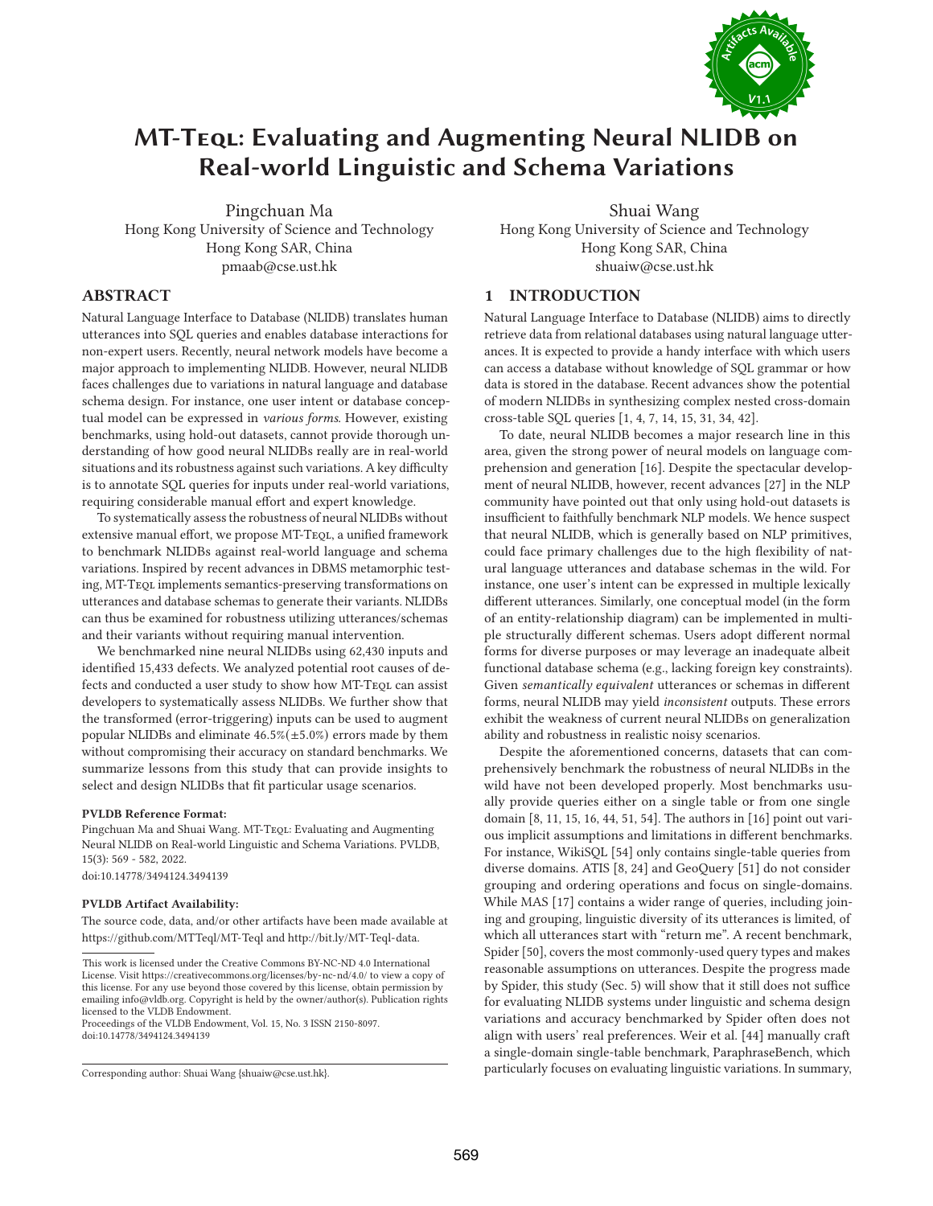# MT-Teql: Evaluating and Augmenting Neural NLIDB on Real-world Linguistic and Schema Variations

Pingchuan Ma
Hong Kong University of Science and Technology
Hong Kong SAR, China
pmaab@cse.ust.hk

Shuai Wang
Hong Kong University of Science and Technology
Hong Kong SAR, China
shuaiw@cse.ust.hk

## ABSTRACT

Natural Language Interface to Database (NLIDB) translates human utterances into SQL queries and enables database interactions for non-expert users. Recently, neural network models have become a major approach to implementing NLIDB. However, neural NLIDB faces challenges due to variations in natural language and database schema design. For instance, one user intent or database conceptual model can be expressed in *various forms*. However, existing benchmarks, using hold-out datasets, cannot provide thorough understanding of how good neural NLIDBs really are in real-world situations and its robustness against such variations. A key difficulty is to annotate SQL queries for inputs under real-world variations, requiring considerable manual effort and expert knowledge.

To systematically assess the robustness of neural NLIDBs without extensive manual effort, we propose MT-Teql, a unified framework to benchmark NLIDBs against real-world language and schema variations. Inspired by recent advances in DBMS metamorphic testing, MT-Teql implements semantics-preserving transformations on utterances and database schemas to generate their variants. NLIDBs can thus be examined for robustness utilizing utterances/schemas and their variants without requiring manual intervention.

We benchmarked nine neural NLIDBs using 62,430 inputs and identified 15,433 defects. We analyzed potential root causes of defects and conducted a user study to show how MT-Teql can assist developers to systematically assess NLIDBs. We further show that the transformed (error-triggering) inputs can be used to augment popular NLIDBs and eliminate 46.5%(±5.0%) errors made by them without compromising their accuracy on standard benchmarks. We summarize lessons from this study that can provide insights to select and design NLIDBs that fit particular usage scenarios.

**PVLDB Reference Format:**
Pingchuan Ma and Shuai Wang. MT-Teql: Evaluating and Augmenting Neural NLIDB on Real-world Linguistic and Schema Variations. PVLDB, 15(3): 569 - 582, 2022.
doi:10.14778/3494124.3494139

**PVLDB Artifact Availability:**
The source code, data, and/or other artifacts have been made available at https://github.com/MTTeql/MT-Teql and http://bit.ly/MT-Teql-data.

This work is licensed under the Creative Commons BY-NC-ND 4.0 International License. Visit https://creativecommons.org/licenses/by-nc-nd/4.0/ to view a copy of this license. For any use beyond those covered by this license, obtain permission by emailing info@vldb.org. Copyright is held by the owner/author(s). Publication rights licensed to the VLDB Endowment.
Proceedings of the VLDB Endowment, Vol. 15, No. 3 ISSN 2150-8097.
doi:10.14778/3494124.3494139

Corresponding author: Shuai Wang {shuaiw@cse.ust.hk}.

## 1 INTRODUCTION

Natural Language Interface to Database (NLIDB) aims to directly retrieve data from relational databases using natural language utterances. It is expected to provide a handy interface with which users can access a database without knowledge of SQL grammar or how data is stored in the database. Recent advances show the potential of modern NLIDBs in synthesizing complex nested cross-domain cross-table SQL queries [1, 4, 7, 14, 15, 31, 34, 42].

To date, neural NLIDB becomes a major research line in this area, given the strong power of neural models on language comprehension and generation [16]. Despite the spectacular development of neural NLIDB, however, recent advances [27] in the NLP community have pointed out that only using hold-out datasets is insufficient to faithfully benchmark NLP models. We hence suspect that neural NLIDB, which is generally based on NLP primitives, could face primary challenges due to the high flexibility of natural language utterances and database schemas in the wild. For instance, one user's intent can be expressed in multiple lexically different utterances. Similarly, one conceptual model (in the form of an entity-relationship diagram) can be implemented in multiple structurally different schemas. Users adopt different normal forms for diverse purposes or may leverage an inadequate albeit functional database schema (e.g., lacking foreign key constraints). Given *semantically equivalent* utterances or schemas in different forms, neural NLIDB may yield *inconsistent* outputs. These errors exhibit the weakness of current neural NLIDBs on generalization ability and robustness in realistic noisy scenarios.

Despite the aforementioned concerns, datasets that can comprehensively benchmark the robustness of neural NLIDBs in the wild have not been developed properly. Most benchmarks usually provide queries either on a single table or from one single domain [8, 11, 15, 16, 44, 51, 54]. The authors in [16] point out various implicit assumptions and limitations in different benchmarks. For instance, WikiSQL [54] only contains single-table queries from diverse domains. ATIS [8, 24] and GeoQuery [51] do not consider grouping and ordering operations and focus on single-domains. While MAS [17] contains a wider range of queries, including joining and grouping, linguistic diversity of its utterances is limited, of which all utterances start with "return me". A recent benchmark, Spider [50], covers the most commonly-used query types and makes reasonable assumptions on utterances. Despite the progress made by Spider, this study (Sec. 5) will show that it still does not suffice for evaluating NLIDB systems under linguistic and schema design variations and accuracy benchmarked by Spider often does not align with users' real preferences. Weir et al. [44] manually craft a single-domain single-table benchmark, ParaphraseBench, which particularly focuses on evaluating linguistic variations. In summary,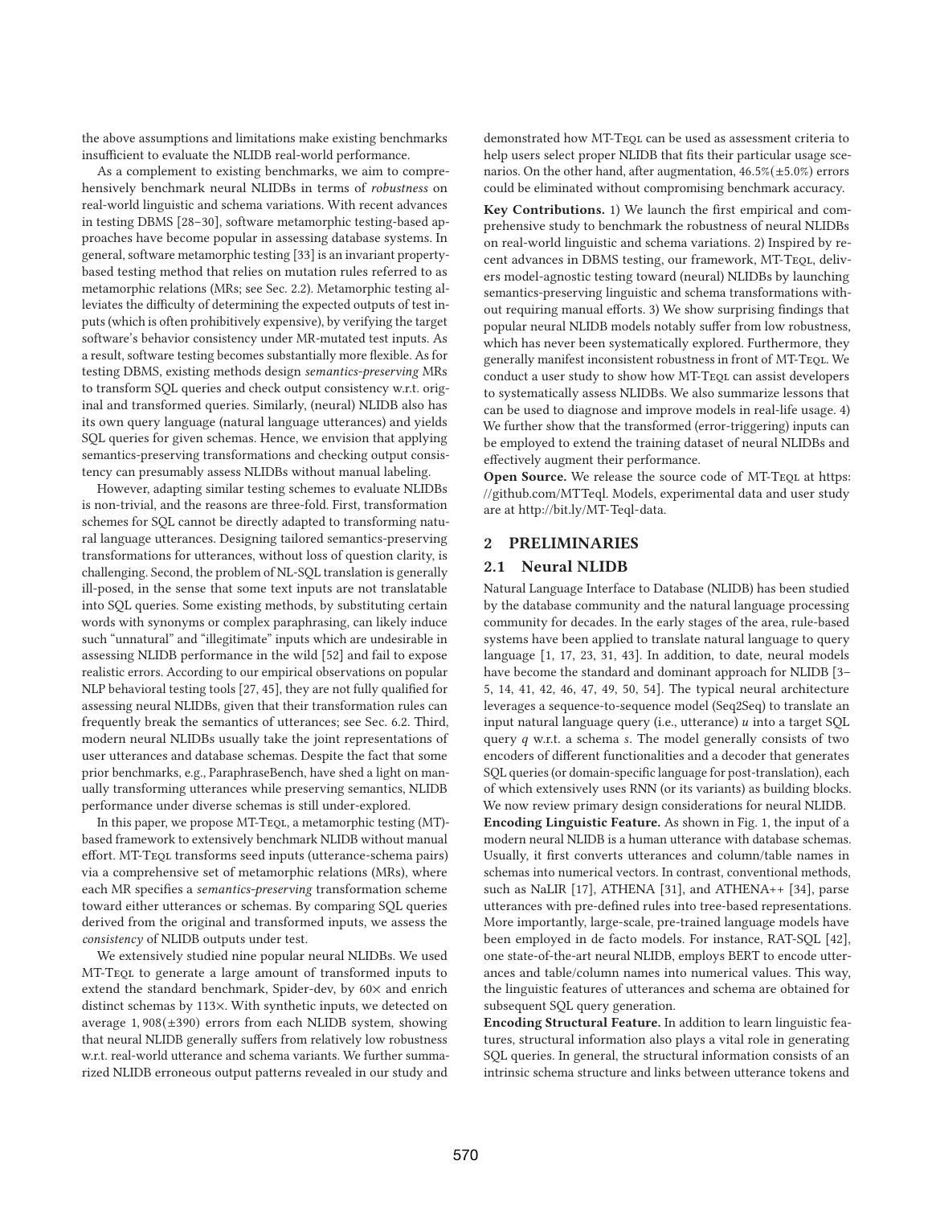the above assumptions and limitations make existing benchmarks insufficient to evaluate the NLIDB real-world performance.

As a complement to existing benchmarks, we aim to comprehensively benchmark neural NLIDBs in terms of *robustness* on real-world linguistic and schema variations. With recent advances in testing DBMS [28–30], software metamorphic testing-based approaches have become popular in assessing database systems. In general, software metamorphic testing [33] is an invariant property-based testing method that relies on mutation rules referred to as metamorphic relations (MRs; see Sec. 2.2). Metamorphic testing alleviates the difficulty of determining the expected outputs of test inputs (which is often prohibitively expensive), by verifying the target software's behavior consistency under MR-mutated test inputs. As a result, software testing becomes substantially more flexible. As for testing DBMS, existing methods design *semantics-preserving* MRs to transform SQL queries and check output consistency w.r.t. original and transformed queries. Similarly, (neural) NLIDB also has its own query language (natural language utterances) and yields SQL queries for given schemas. Hence, we envision that applying semantics-preserving transformations and checking output consistency can presumably assess NLIDBs without manual labeling.

However, adapting similar testing schemes to evaluate NLIDBs is non-trivial, and the reasons are three-fold. First, transformation schemes for SQL cannot be directly adapted to transforming natural language utterances. Designing tailored semantics-preserving transformations for utterances, without loss of question clarity, is challenging. Second, the problem of NL-SQL translation is generally ill-posed, in the sense that some text inputs are not translatable into SQL queries. Some existing methods, by substituting certain words with synonyms or complex paraphrasing, can likely induce such "unnatural" and "illegitimate" inputs which are undesirable in assessing NLIDB performance in the wild [52] and fail to expose realistic errors. According to our empirical observations on popular NLP behavioral testing tools [27, 45], they are not fully qualified for assessing neural NLIDBs, given that their transformation rules can frequently break the semantics of utterances; see Sec. 6.2. Third, modern neural NLIDBs usually take the joint representations of user utterances and database schemas. Despite the fact that some prior benchmarks, e.g., ParaphraseBench, have shed a light on manually transforming utterances while preserving semantics, NLIDB performance under diverse schemas is still under-explored.

In this paper, we propose MT-Teql, a metamorphic testing (MT)-based framework to extensively benchmark NLIDB without manual effort. MT-Teql transforms seed inputs (utterance-schema pairs) via a comprehensive set of metamorphic relations (MRs), where each MR specifies a *semantics-preserving* transformation scheme toward either utterances or schemas. By comparing SQL queries derived from the original and transformed inputs, we assess the *consistency* of NLIDB outputs under test.

We extensively studied nine popular neural NLIDBs. We used MT-Teql to generate a large amount of transformed inputs to extend the standard benchmark, Spider-dev, by 60× and enrich distinct schemas by 113×. With synthetic inputs, we detected on average $1,908(\pm 390)$ errors from each NLIDB system, showing that neural NLIDB generally suffers from relatively low robustness w.r.t. real-world utterance and schema variants. We further summarized NLIDB erroneous output patterns revealed in our study and demonstrated how MT-Teql can be used as assessment criteria to help users select proper NLIDB that fits their particular usage scenarios. On the other hand, after augmentation, $46.5\%(\pm 5.0\%)$ errors could be eliminated without compromising benchmark accuracy.

**Key Contributions.** 1) We launch the first empirical and comprehensive study to benchmark the robustness of neural NLIDBs on real-world linguistic and schema variations. 2) Inspired by recent advances in DBMS testing, our framework, MT-Teql, delivers model-agnostic testing toward (neural) NLIDBs by launching semantics-preserving linguistic and schema transformations without requiring manual efforts. 3) We show surprising findings that popular neural NLIDB models notably suffer from low robustness, which has never been systematically explored. Furthermore, they generally manifest inconsistent robustness in front of MT-Teql. We conduct a user study to show how MT-Teql can assist developers to systematically assess NLIDBs. We also summarize lessons that can be used to diagnose and improve models in real-life usage. 4) We further show that the transformed (error-triggering) inputs can be employed to extend the training dataset of neural NLIDBs and effectively augment their performance.

**Open Source.** We release the source code of MT-Teql at https://github.com/MTTeql. Models, experimental data and user study are at http://bit.ly/MT-Teql-data.

## 2 PRELIMINARIES

### 2.1 Neural NLIDB

Natural Language Interface to Database (NLIDB) has been studied by the database community and the natural language processing community for decades. In the early stages of the area, rule-based systems have been applied to translate natural language to query language [1, 17, 23, 31, 43]. In addition, to date, neural models have become the standard and dominant approach for NLIDB [3–5, 14, 41, 42, 46, 47, 49, 50, 54]. The typical neural architecture leverages a sequence-to-sequence model (Seq2Seq) to translate an input natural language query (i.e., utterance) $u$ into a target SQL query $q$ w.r.t. a schema $s$. The model generally consists of two encoders of different functionalities and a decoder that generates SQL queries (or domain-specific language for post-translation), each of which extensively uses RNN (or its variants) as building blocks. We now review primary design considerations for neural NLIDB.

**Encoding Linguistic Feature.** As shown in Fig. 1, the input of a modern neural NLIDB is a human utterance with database schemas. Usually, it first converts utterances and column/table names in schemas into numerical vectors. In contrast, conventional methods, such as NaLIR [17], ATHENA [31], and ATHENA++ [34], parse utterances with pre-defined rules into tree-based representations. More importantly, large-scale, pre-trained language models have been employed in de facto models. For instance, RAT-SQL [42], one state-of-the-art neural NLIDB, employs BERT to encode utterances and table/column names into numerical values. This way, the linguistic features of utterances and schema are obtained for subsequent SQL query generation.

**Encoding Structural Feature.** In addition to learn linguistic features, structural information also plays a vital role in generating SQL queries. In general, the structural information consists of an intrinsic schema structure and links between utterance tokens and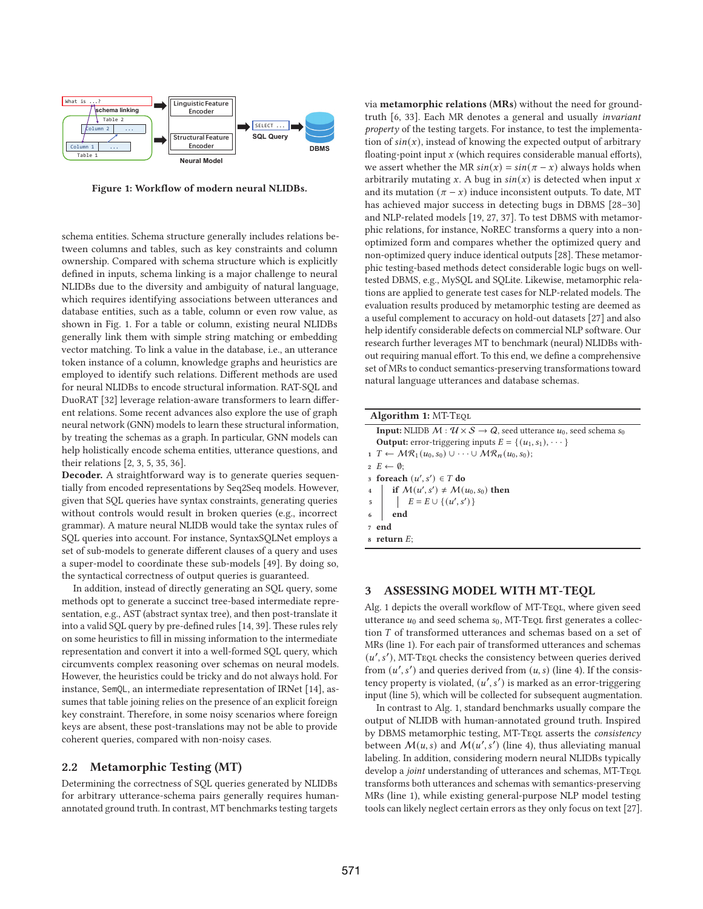Figure 1: Workflow of modern neural NLIDBs.

schema entities. Schema structure generally includes relations between columns and tables, such as key constraints and column ownership. Compared with schema structure which is explicitly defined in inputs, schema linking is a major challenge to neural NLIDBs due to the diversity and ambiguity of natural language, which requires identifying associations between utterances and database entities, such as a table, column or even row value, as shown in Fig. 1. For a table or column, existing neural NLIDBs generally link them with simple string matching or embedding vector matching. To link a value in the database, i.e., an utterance token instance of a column, knowledge graphs and heuristics are employed to identify such relations. Different methods are used for neural NLIDBs to encode structural information. RAT-SQL and DuoRAT [32] leverage relation-aware transformers to learn different relations. Some recent advances also explore the use of graph neural network (GNN) models to learn these structural information, by treating the schemas as a graph. In particular, GNN models can help holistically encode schema entities, utterance questions, and their relations [2, 3, 5, 35, 36].

**Decoder.** A straightforward way is to generate queries sequentially from encoded representations by Seq2Seq models. However, given that SQL queries have syntax constraints, generating queries without controls would result in broken queries (e.g., incorrect grammar). A mature neural NLIDB would take the syntax rules of SQL queries into account. For instance, SyntaxSQLNet employs a set of sub-models to generate different clauses of a query and uses a super-model to coordinate these sub-models [49]. By doing so, the syntactical correctness of output queries is guaranteed.

In addition, instead of directly generating an SQL query, some methods opt to generate a succinct tree-based intermediate representation, e.g., AST (abstract syntax tree), and then post-translate it into a valid SQL query by pre-defined rules [14, 39]. These rules rely on some heuristics to fill in missing information to the intermediate representation and convert it into a well-formed SQL query, which circumvents complex reasoning over schemas on neural models. However, the heuristics could be tricky and do not always hold. For instance, SemQL, an intermediate representation of IRNet [14], assumes that table joining relies on the presence of an explicit foreign key constraint. Therefore, in some noisy scenarios where foreign keys are absent, these post-translations may not be able to provide coherent queries, compared with non-noisy cases.

## 2.2 Metamorphic Testing (MT)

Determining the correctness of SQL queries generated by NLIDBs for arbitrary utterance-schema pairs generally requires human-annotated ground truth. In contrast, MT benchmarks testing targets via **metamorphic relations** (**MRs**) without the need for ground-truth [6, 33]. Each MR denotes a general and usually *invariant property* of the testing targets. For instance, to test the implementation of $sin(x)$, instead of knowing the expected output of arbitrary floating-point input $x$ (which requires considerable manual efforts), we assert whether the MR $sin(x) = sin(\pi - x)$ always holds when arbitrarily mutating $x$. A bug in $sin(x)$ is detected when input $x$ and its mutation $(\pi - x)$ induce inconsistent outputs. To date, MT has achieved major success in detecting bugs in DBMS [28–30] and NLP-related models [19, 27, 37]. To test DBMS with metamorphic relations, for instance, NoREC transforms a query into a non-optimized form and compares whether the optimized query and non-optimized query induce identical outputs [28]. These metamorphic testing-based methods detect considerable logic bugs on well-tested DBMS, e.g., MySQL and SQLite. Likewise, metamorphic relations are applied to generate test cases for NLP-related models. The evaluation results produced by metamorphic testing are deemed as a useful complement to accuracy on hold-out datasets [27] and also help identify considerable defects on commercial NLP software. Our research further leverages MT to benchmark (neural) NLIDBs without requiring manual effort. To this end, we define a comprehensive set of MRs to conduct semantics-preserving transformations toward natural language utterances and database schemas.

**Algorithm 1:** MT-TEQL

**Input:** NLIDB $\mathcal{M} : \mathcal{U} \times \mathcal{S} \rightarrow \mathcal{Q}$, seed utterance $u_0$, seed schema $s_0$
**Output:** error-triggering inputs $E = \{(u_1, s_1), \cdots\}$

```
1 T ← MR_1(u_0, s_0) ∪ ··· ∪ MR_n(u_0, s_0);
2 E ← ∅;
3 foreach (u', s') ∈ T do
4     if M(u', s') ≠ M(u_0, s_0) then
5         E = E ∪ {(u', s')}
6     end
7 end
8 return E;
```

## 3 ASSESSING MODEL WITH MT-TEQL

Alg. 1 depicts the overall workflow of MT-TEQL, where given seed utterance $u_0$ and seed schema $s_0$, MT-TEQL first generates a collection $T$ of transformed utterances and schemas based on a set of MRs (line 1). For each pair of transformed utterances and schemas $(u', s')$, MT-TEQL checks the consistency between queries derived from $(u', s')$ and queries derived from $(u, s)$ (line 4). If the consistency property is violated, $(u', s')$ is marked as an error-triggering input (line 5), which will be collected for subsequent augmentation.

In contrast to Alg. 1, standard benchmarks usually compare the output of NLIDB with human-annotated ground truth. Inspired by DBMS metamorphic testing, MT-TEQL asserts the *consistency* between $\mathcal{M}(u, s)$ and $\mathcal{M}(u', s')$ (line 4), thus alleviating manual labeling. In addition, considering modern neural NLIDBs typically develop a *joint* understanding of utterances and schemas, MT-TEQL transforms both utterances and schemas with semantics-preserving MRs (line 1), while existing general-purpose NLP model testing tools can likely neglect certain errors as they only focus on text [27].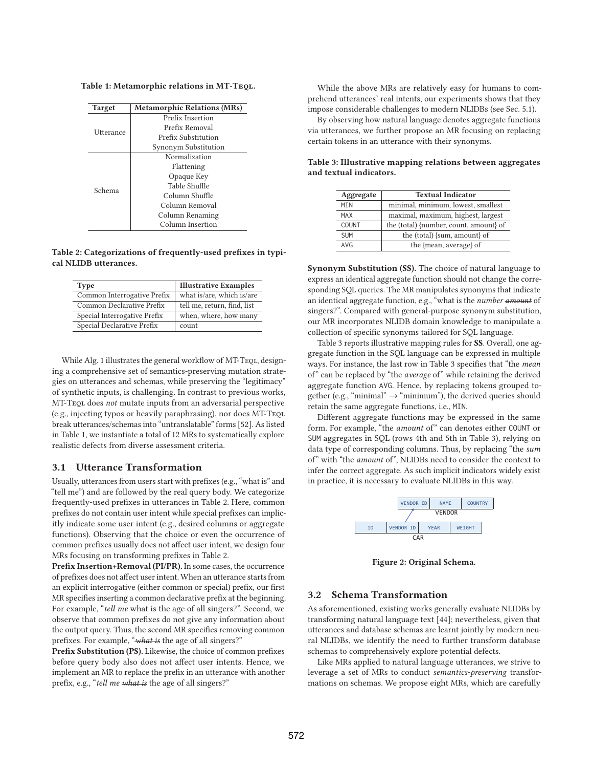**Table 1: Metamorphic relations in MT-TEQL.**

| Target | Metamorphic Relations (MRs) |
|---|---|
| Utterance | Prefix Insertion |
| | Prefix Removal |
| | Prefix Substitution |
| | Synonym Substitution |
| Schema | Normalization |
| | Flattening |
| | Opaque Key |
| | Table Shuffle |
| | Column Shuffle |
| | Column Removal |
| | Column Renaming |
| | Column Insertion |

**Table 2: Categorizations of frequently-used prefixes in typical NLIDB utterances.**

| Type | Illustrative Examples |
|---|---|
| Common Interrogative Prefix | what is/are, which is/are |
| Common Declarative Prefix | tell me, return, find, list |
| Special Interrogative Prefix | when, where, how many |
| Special Declarative Prefix | count |

While Alg. 1 illustrates the general workflow of MT-TEQL, designing a comprehensive set of semantics-preserving mutation strategies on utterances and schemas, while preserving the "legitimacy" of synthetic inputs, is challenging. In contrast to previous works, MT-TEQL does *not* mutate inputs from an adversarial perspective (e.g., injecting typos or heavily paraphrasing), nor does MT-TEQL break utterances/schemas into "untranslatable" forms [52]. As listed in Table 1, we instantiate a total of 12 MRs to systematically explore realistic defects from diverse assessment criteria.

### 3.1 Utterance Transformation

Usually, utterances from users start with prefixes (e.g., "what is" and "tell me") and are followed by the real query body. We categorize frequently-used prefixes in utterances in Table 2. Here, common prefixes do not contain user intent while special prefixes can implicitly indicate some user intent (e.g., desired columns or aggregate functions). Observing that the choice or even the occurrence of common prefixes usually does not affect user intent, we design four MRs focusing on transforming prefixes in Table 2.

**Prefix Insertion+Removal (PI/PR).** In some cases, the occurrence of prefixes does not affect user intent. When an utterance starts from an explicit interrogative (either common or special) prefix, our first MR specifies inserting a common declarative prefix at the beginning. For example, "*tell me* what is the age of all singers?". Second, we observe that common prefixes do not give any information about the output query. Thus, the second MR specifies removing common prefixes. For example, "~~*what is*~~ the age of all singers?"

**Prefix Substitution (PS).** Likewise, the choice of common prefixes before query body also does not affect user intents. Hence, we implement an MR to replace the prefix in an utterance with another prefix, e.g., "*tell me* ~~*what is*~~ the age of all singers?"

While the above MRs are relatively easy for humans to comprehend utterances' real intents, our experiments shows that they impose considerable challenges to modern NLIDBs (see Sec. 5.1).

By observing how natural language denotes aggregate functions via utterances, we further propose an MR focusing on replacing certain tokens in an utterance with their synonyms.

**Table 3: Illustrative mapping relations between aggregates and textual indicators.**

| Aggregate | Textual Indicator |
|---|---|
| MIN | minimal, minimum, lowest, smallest |
| MAX | maximal, maximum, highest, largest |
| COUNT | the (total) {number, count, amount} of |
| SUM | the (total) {sum, amount} of |
| AVG | the {mean, average} of |

**Synonym Substitution (SS).** The choice of natural language to express an identical aggregate function should not change the corresponding SQL queries. The MR manipulates synonyms that indicate an identical aggregate function, e.g., "what is the *number* ~~*amount*~~ of singers?". Compared with general-purpose synonym substitution, our MR incorporates NLIDB domain knowledge to manipulate a collection of specific synonyms tailored for SQL language.

Table 3 reports illustrative mapping rules for **SS**. Overall, one aggregate function in the SQL language can be expressed in multiple ways. For instance, the last row in Table 3 specifies that "the *mean* of" can be replaced by "the *average* of" while retaining the derived aggregate function AVG. Hence, by replacing tokens grouped together (e.g., "minimal" → "minimum"), the derived queries should retain the same aggregate functions, i.e., MIN.

Different aggregate functions may be expressed in the same form. For example, "the *amount* of" can denotes either COUNT or SUM aggregates in SQL (rows 4th and 5th in Table 3), relying on data type of corresponding columns. Thus, by replacing "the *sum* of" with "the *amount* of", NLIDBs need to consider the context to infer the correct aggregate. As such implicit indicators widely exist in practice, it is necessary to evaluate NLIDBs in this way.

| VENDOR ID | NAME | COUNTRY |
|---|---|---|

VENDOR

| ID | VENDOR ID | YEAR | WEIGHT |
|---|---|---|---|

CAR

**Figure 2: Original Schema.**

### 3.2 Schema Transformation

As aforementioned, existing works generally evaluate NLIDBs by transforming natural language text [44]; nevertheless, given that utterances and database schemas are learnt jointly by modern neural NLIDBs, we identify the need to further transform database schemas to comprehensively explore potential defects.

Like MRs applied to natural language utterances, we strive to leverage a set of MRs to conduct *semantics-preserving* transformations on schemas. We propose eight MRs, which are carefully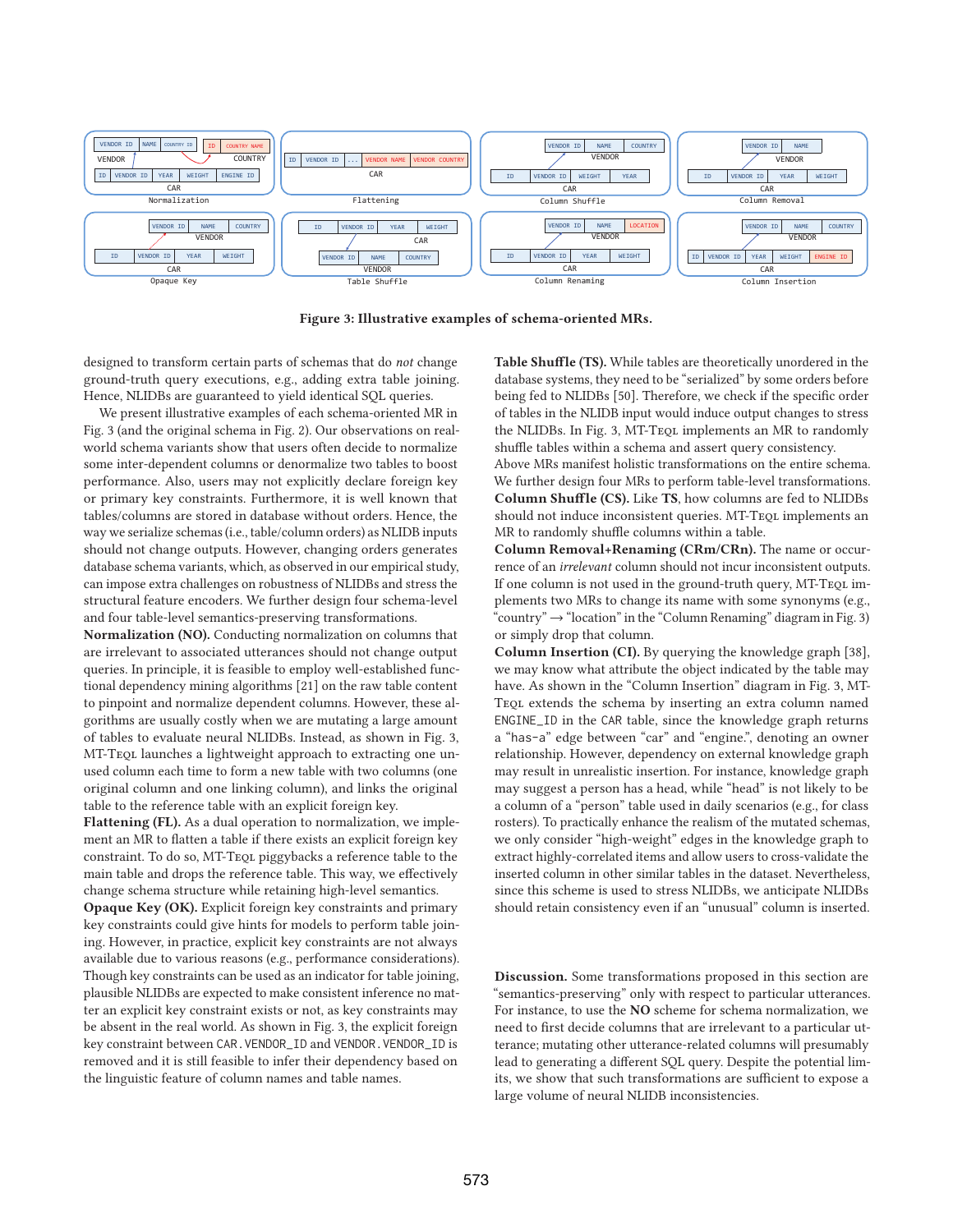Figure 3: Illustrative examples of schema-oriented MRs.

designed to transform certain parts of schemas that do *not* change ground-truth query executions, e.g., adding extra table joining. Hence, NLIDBs are guaranteed to yield identical SQL queries.

We present illustrative examples of each schema-oriented MR in Fig. 3 (and the original schema in Fig. 2). Our observations on real-world schema variants show that users often decide to normalize some inter-dependent columns or denormalize two tables to boost performance. Also, users may not explicitly declare foreign key or primary key constraints. Furthermore, it is well known that tables/columns are stored in database without orders. Hence, the way we serialize schemas (i.e., table/column orders) as NLIDB inputs should not change outputs. However, changing orders generates database schema variants, which, as observed in our empirical study, can impose extra challenges on robustness of NLIDBs and stress the structural feature encoders. We further design four schema-level and four table-level semantics-preserving transformations.

**Normalization (NO).** Conducting normalization on columns that are irrelevant to associated utterances should not change output queries. In principle, it is feasible to employ well-established functional dependency mining algorithms [21] on the raw table content to pinpoint and normalize dependent columns. However, these algorithms are usually costly when we are mutating a large amount of tables to evaluate neural NLIDBs. Instead, as shown in Fig. 3, MT-TEQL launches a lightweight approach to extracting one unused column each time to form a new table with two columns (one original column and one linking column), and links the original table to the reference table with an explicit foreign key.

**Flattening (FL).** As a dual operation to normalization, we implement an MR to flatten a table if there exists an explicit foreign key constraint. To do so, MT-TEQL piggybacks a reference table to the main table and drops the reference table. This way, we effectively change schema structure while retaining high-level semantics.

**Opaque Key (OK).** Explicit foreign key constraints and primary key constraints could give hints for models to perform table joining. However, in practice, explicit key constraints are not always available due to various reasons (e.g., performance considerations). Though key constraints can be used as an indicator for table joining, plausible NLIDBs are expected to make consistent inference no matter an explicit key constraint exists or not, as key constraints may be absent in the real world. As shown in Fig. 3, the explicit foreign key constraint between CAR.VENDOR_ID and VENDOR.VENDOR_ID is removed and it is still feasible to infer their dependency based on the linguistic feature of column names and table names.

**Table Shuffle (TS).** While tables are theoretically unordered in the database systems, they need to be "serialized" by some orders before being fed to NLIDBs [50]. Therefore, we check if the specific order of tables in the NLIDB input would induce output changes to stress the NLIDBs. In Fig. 3, MT-TEQL implements an MR to randomly shuffle tables within a schema and assert query consistency.

Above MRs manifest holistic transformations on the entire schema. We further design four MRs to perform table-level transformations.

**Column Shuffle (CS).** Like **TS**, how columns are fed to NLIDBs should not induce inconsistent queries. MT-TEQL implements an MR to randomly shuffle columns within a table.

**Column Removal+Renaming (CRm/CRn).** The name or occurrence of an *irrelevant* column should not incur inconsistent outputs. If one column is not used in the ground-truth query, MT-TEQL implements two MRs to change its name with some synonyms (e.g., "country" → "location" in the "Column Renaming" diagram in Fig. 3) or simply drop that column.

**Column Insertion (CI).** By querying the knowledge graph [38], we may know what attribute the object indicated by the table may have. As shown in the "Column Insertion" diagram in Fig. 3, MT-TEQL extends the schema by inserting an extra column named ENGINE_ID in the CAR table, since the knowledge graph returns a "has-a" edge between "car" and "engine.", denoting an owner relationship. However, dependency on external knowledge graph may result in unrealistic insertion. For instance, knowledge graph may suggest a person has a head, while "head" is not likely to be a column of a "person" table used in daily scenarios (e.g., for class rosters). To practically enhance the realism of the mutated schemas, we only consider "high-weight" edges in the knowledge graph to extract highly-correlated items and allow users to cross-validate the inserted column in other similar tables in the dataset. Nevertheless, since this scheme is used to stress NLIDBs, we anticipate NLIDBs should retain consistency even if an "unusual" column is inserted.

**Discussion.** Some transformations proposed in this section are "semantics-preserving" only with respect to particular utterances. For instance, to use the **NO** scheme for schema normalization, we need to first decide columns that are irrelevant to a particular utterance; mutating other utterance-related columns will presumably lead to generating a different SQL query. Despite the potential limits, we show that such transformations are sufficient to expose a large volume of neural NLIDB inconsistencies.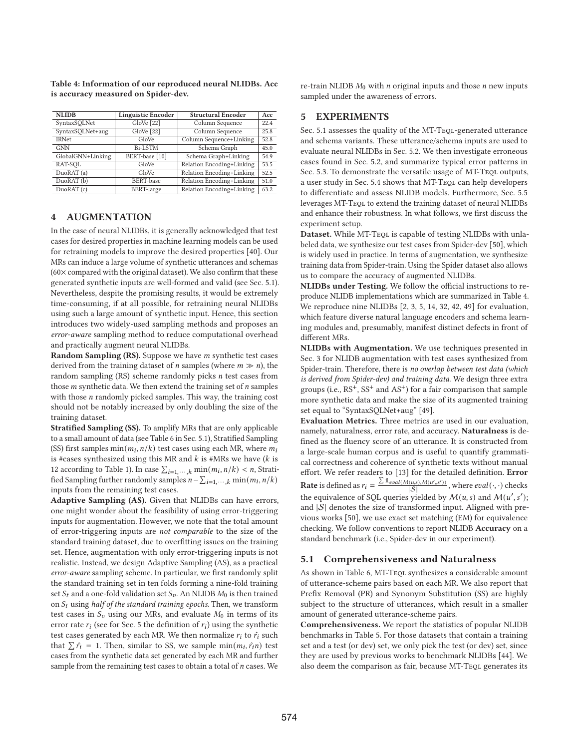**Table 4: Information of our reproduced neural NLIDBs. Acc is accuracy measured on Spider-dev.**

| NLIDB | Linguistic Encoder | Structural Encoder | Acc |
|---|---|---|---|
| SyntaxSQLNet | GloVe [22] | Column Sequence | 22.4 |
| SyntaxSQLNet+aug | GloVe [22] | Column Sequence | 25.8 |
| IRNet | GloVe | Column Sequence+Linking | 52.8 |
| GNN | Bi-LSTM | Schema Graph | 45.0 |
| GlobalGNN+Linking | BERT-base [10] | Schema Graph+Linking | 54.9 |
| RAT-SQL | GloVe | Relation Encoding+Linking | 53.5 |
| DuoRAT (a) | GloVe | Relation Encoding+Linking | 52.5 |
| DuoRAT (b) | BERT-base | Relation Encoding+Linking | 51.0 |
| DuoRAT (c) | BERT-large | Relation Encoding+Linking | 63.2 |

## 4 AUGMENTATION

In the case of neural NLIDBs, it is generally acknowledged that test cases for desired properties in machine learning models can be used for retraining models to improve the desired properties [40]. Our MRs can induce a large volume of synthetic utterances and schemas (60× compared with the original dataset). We also confirm that these generated synthetic inputs are well-formed and valid (see Sec. 5.1). Nevertheless, despite the promising results, it would be extremely time-consuming, if at all possible, for retraining neural NLIDBs using such a large amount of synthetic input. Hence, this section introduces two widely-used sampling methods and proposes an *error-aware* sampling method to reduce computational overhead and practically augment neural NLIDBs.

**Random Sampling (RS).** Suppose we have $m$ synthetic test cases derived from the training dataset of $n$ samples (where $m \gg n$), the random sampling (RS) scheme randomly picks $n$ test cases from those $m$ synthetic data. We then extend the training set of $n$ samples with those $n$ randomly picked samples. This way, the training cost should not be notably increased by only doubling the size of the training dataset.

**Stratified Sampling (SS).** To amplify MRs that are only applicable to a small amount of data (see Table 6 in Sec. 5.1), Stratified Sampling (SS) first samples $\min(m_i, n/k)$ test cases using each MR, where $m_i$ is #cases synthesized using this MR and $k$ is #MRs we have ($k$ is 12 according to Table 1). In case $\sum_{i=1,\cdots,k}\min(m_i, n/k) < n$, Stratified Sampling further randomly samples $n - \sum_{i=1,\cdots,k}\min(m_i, n/k)$ inputs from the remaining test cases.

**Adaptive Sampling (AS).** Given that NLIDBs can have errors, one might wonder about the feasibility of using error-triggering inputs for augmentation. However, we note that the total amount of error-triggering inputs are *not comparable* to the size of the standard training dataset, due to overfitting issues on the training set. Hence, augmentation with only error-triggering inputs is not realistic. Instead, we design Adaptive Sampling (AS), as a practical *error-aware* sampling scheme. In particular, we first randomly split the standard training set in ten folds forming a nine-fold training set $S_t$ and a one-fold validation set $S_v$. An NLIDB $M_0$ is then trained on $S_t$ using *half of the standard training epochs*. Then, we transform test cases in $S_v$ using our MRs, and evaluate $M_0$ in terms of its error rate $r_i$ (see for Sec. 5 the definition of $r_i$) using the synthetic test cases generated by each MR. We then normalize $r_i$ to $\hat{r}_i$ such that $\sum \hat{r}_i = 1$. Then, similar to SS, we sample $\min(m_i, \hat{r}_i n)$ test cases from the synthetic data set generated by each MR and further sample from the remaining test cases to obtain a total of $n$ cases. We re-train NLIDB $M_0$ with $n$ original inputs and those $n$ new inputs sampled under the awareness of errors.

## 5 EXPERIMENTS

Sec. 5.1 assesses the quality of the MT-Teql-generated utterance and schema variants. These utterance/schema inputs are used to evaluate neural NLIDBs in Sec. 5.2. We then investigate erroneous cases found in Sec. 5.2, and summarize typical error patterns in Sec. 5.3. To demonstrate the versatile usage of MT-Teql outputs, a user study in Sec. 5.4 shows that MT-Teql can help developers to differentiate and assess NLIDB models. Furthermore, Sec. 5.5 leverages MT-Teql to extend the training dataset of neural NLIDBs and enhance their robustness. In what follows, we first discuss the experiment setup.

**Dataset.** While MT-Teql is capable of testing NLIDBs with unlabeled data, we synthesize our test cases from Spider-dev [50], which is widely used in practice. In terms of augmentation, we synthesize training data from Spider-train. Using the Spider dataset also allows us to compare the accuracy of augmented NLIDBs.

**NLIDBs under Testing.** We follow the official instructions to reproduce NLIDB implementations which are summarized in Table 4. We reproduce nine NLIDBs [2, 3, 5, 14, 32, 42, 49] for evaluation, which feature diverse natural language encoders and schema learning modules and, presumably, manifest distinct defects in front of different MRs.

**NLIDBs with Augmentation.** We use techniques presented in Sec. 3 for NLIDB augmentation with test cases synthesized from Spider-train. Therefore, there is *no overlap between test data (which is derived from Spider-dev) and training data*. We design three extra groups (i.e., $RS^+$, $SS^+$ and $AS^+$) for a fair comparison that sample more synthetic data and make the size of its augmented training set equal to "SyntaxSQLNet+aug" [49].

**Evaluation Metrics.** Three metrics are used in our evaluation, namely, naturalness, error rate, and accuracy. **Naturalness** is defined as the fluency score of an utterance. It is constructed from a large-scale human corpus and is useful to quantify grammatical correctness and coherence of synthetic texts without manual effort. We refer readers to [13] for the detailed definition. **Error Rate** is defined as $r_i = \frac{\sum \mathbb{1}_{eval(\mathcal{M}(u,s),\mathcal{M}(u',s'))}}{|\mathcal{S}|}$, where $eval(\cdot,\cdot)$ checks the equivalence of SQL queries yielded by $\mathcal{M}(u,s)$ and $\mathcal{M}(u',s')$; and $|\mathcal{S}|$ denotes the size of transformed input. Aligned with previous works [50], we use exact set matching (EM) for equivalence checking. We follow conventions to report NLIDB **Accuracy** on a standard benchmark (i.e., Spider-dev in our experiment).

### 5.1 Comprehensiveness and Naturalness

As shown in Table 6, MT-Teql synthesizes a considerable amount of utterance-scheme pairs based on each MR. We also report that Prefix Removal (PR) and Synonym Substitution (SS) are highly subject to the structure of utterances, which result in a smaller amount of generated utterance-scheme pairs.

**Comprehensiveness.** We report the statistics of popular NLIDB benchmarks in Table 5. For those datasets that contain a training set and a test (or dev) set, we only pick the test (or dev) set, since they are used by previous works to benchmark NLIDBs [44]. We also deem the comparison as fair, because MT-Teql generates its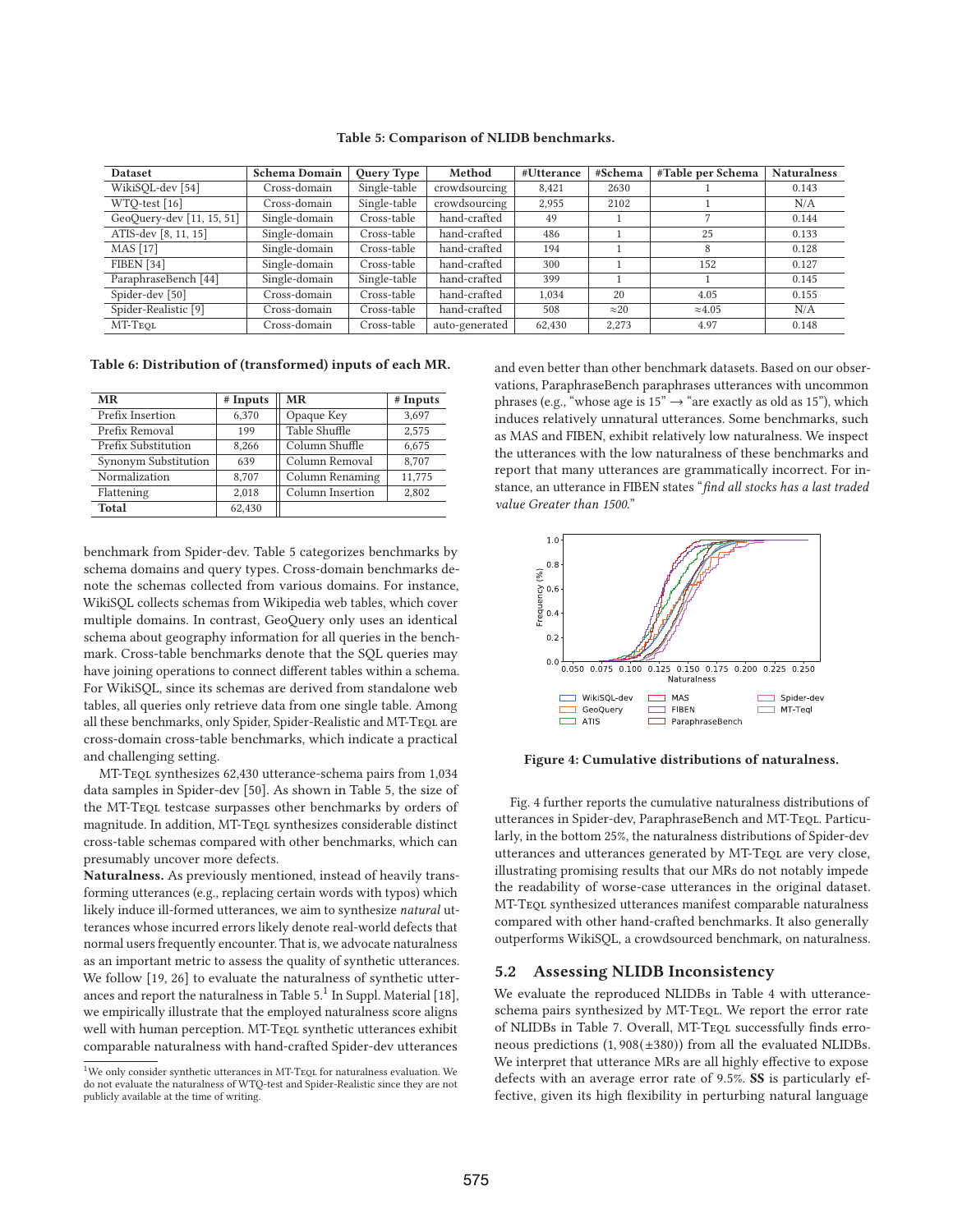Table 5: Comparison of NLIDB benchmarks.

| Dataset | Schema Domain | Query Type | Method | #Utterance | #Schema | #Table per Schema | Naturalness |
|---|---|---|---|---|---|---|---|
| WikiSQL-dev [54] | Cross-domain | Single-table | crowdsourcing | 8,421 | 2630 | 1 | 0.143 |
| WTQ-test [16] | Cross-domain | Single-table | crowdsourcing | 2,955 | 2102 | 1 | N/A |
| GeoQuery-dev [11, 15, 51] | Single-domain | Cross-table | hand-crafted | 49 | 1 | 7 | 0.144 |
| ATIS-dev [8, 11, 15] | Single-domain | Cross-table | hand-crafted | 486 | 1 | 25 | 0.133 |
| MAS [17] | Single-domain | Cross-table | hand-crafted | 194 | 1 | 8 | 0.128 |
| FIBEN [34] | Single-domain | Cross-table | hand-crafted | 300 | 1 | 152 | 0.127 |
| ParaphraseBench [44] | Single-domain | Single-table | hand-crafted | 399 | 1 | 1 | 0.145 |
| Spider-dev [50] | Cross-domain | Cross-table | hand-crafted | 1,034 | 20 | 4.05 | 0.155 |
| Spider-Realistic [9] | Cross-domain | Cross-table | hand-crafted | 508 | ≈20 | ≈4.05 | N/A |
| MT-TEQL | Cross-domain | Cross-table | auto-generated | 62,430 | 2,273 | 4.97 | 0.148 |

Table 6: Distribution of (transformed) inputs of each MR.

| MR | # Inputs | MR | # Inputs |
|---|---|---|---|
| Prefix Insertion | 6,370 | Opaque Key | 3,697 |
| Prefix Removal | 199 | Table Shuffle | 2,575 |
| Prefix Substitution | 8,266 | Column Shuffle | 6,675 |
| Synonym Substitution | 639 | Column Removal | 8,707 |
| Normalization | 8,707 | Column Renaming | 11,775 |
| Flattening | 2,018 | Column Insertion | 2,802 |
| **Total** | 62,430 | | |

benchmark from Spider-dev. Table 5 categorizes benchmarks by schema domains and query types. Cross-domain benchmarks denote the schemas collected from various domains. For instance, WikiSQL collects schemas from Wikipedia web tables, which cover multiple domains. In contrast, GeoQuery only uses an identical schema about geography information for all queries in the benchmark. Cross-table benchmarks denote that the SQL queries may have joining operations to connect different tables within a schema. For WikiSQL, since its schemas are derived from standalone web tables, all queries only retrieve data from one single table. Among all these benchmarks, only Spider, Spider-Realistic and MT-TEQL are cross-domain cross-table benchmarks, which indicate a practical and challenging setting.

MT-TEQL synthesizes 62,430 utterance-schema pairs from 1,034 data samples in Spider-dev [50]. As shown in Table 5, the size of the MT-TEQL testcase surpasses other benchmarks by orders of magnitude. In addition, MT-TEQL synthesizes considerable distinct cross-table schemas compared with other benchmarks, which can presumably uncover more defects.

**Naturalness.** As previously mentioned, instead of heavily transforming utterances (e.g., replacing certain words with typos) which likely induce ill-formed utterances, we aim to synthesize *natural* utterances whose incurred errors likely denote real-world defects that normal users frequently encounter. That is, we advocate naturalness as an important metric to assess the quality of synthetic utterances. We follow [19, 26] to evaluate the naturalness of synthetic utterances and report the naturalness in Table 5.[1] In Suppl. Material [18], we empirically illustrate that the employed naturalness score aligns well with human perception. MT-TEQL synthetic utterances exhibit comparable naturalness with hand-crafted Spider-dev utterances and even better than other benchmark datasets. Based on our observations, ParaphraseBench paraphrases utterances with uncommon phrases (e.g., "whose age is 15" → "are exactly as old as 15"), which induces relatively unnatural utterances. Some benchmarks, such as MAS and FIBEN, exhibit relatively low naturalness. We inspect the utterances with the low naturalness of these benchmarks and report that many utterances are grammatically incorrect. For instance, an utterance in FIBEN states "*find all stocks has a last traded value Greater than 1500.*"

Figure 4: Cumulative distributions of naturalness.

Fig. 4 further reports the cumulative naturalness distributions of utterances in Spider-dev, ParaphraseBench and MT-TEQL. Particularly, in the bottom 25%, the naturalness distributions of Spider-dev utterances and utterances generated by MT-TEQL are very close, illustrating promising results that our MRs do not notably impede the readability of worse-case utterances in the original dataset. MT-TEQL synthesized utterances manifest comparable naturalness compared with other hand-crafted benchmarks. It also generally outperforms WikiSQL, a crowdsourced benchmark, on naturalness.

## 5.2 Assessing NLIDB Inconsistency

We evaluate the reproduced NLIDBs in Table 4 with utterance-schema pairs synthesized by MT-TEQL. We report the error rate of NLIDBs in Table 7. Overall, MT-TEQL successfully finds erroneous predictions $(1,908(\pm 380))$ from all the evaluated NLIDBs. We interpret that utterance MRs are all highly effective to expose defects with an average error rate of 9.5%. **SS** is particularly effective, given its high flexibility in perturbing natural language

[1] We only consider synthetic utterances in MT-TEQL for naturalness evaluation. We do not evaluate the naturalness of WTQ-test and Spider-Realistic since they are not publicly available at the time of writing.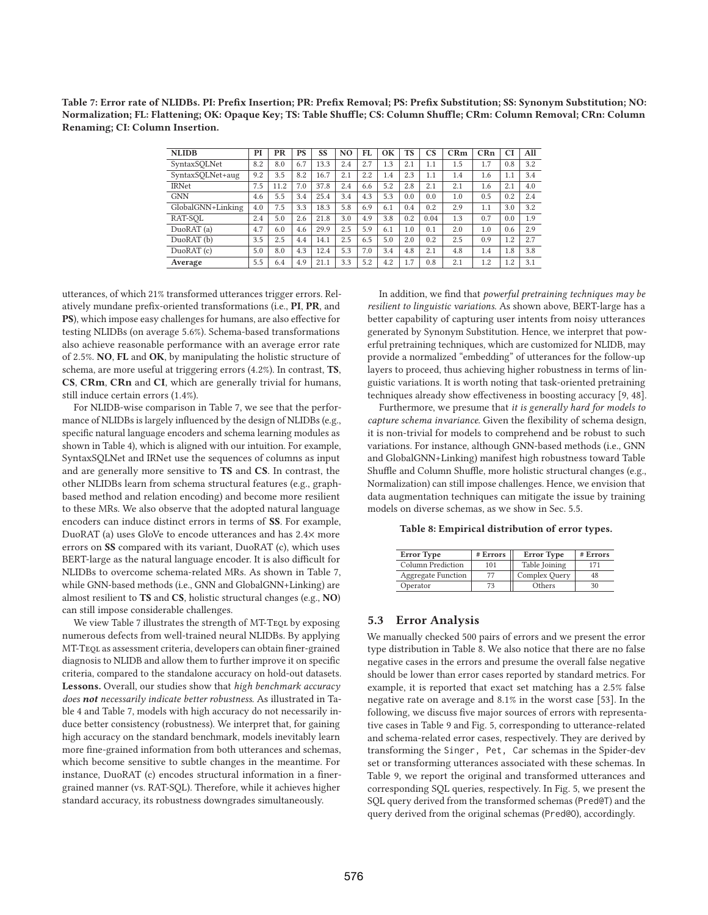**Table 7: Error rate of NLIDBs. PI: Prefix Insertion; PR: Prefix Removal; PS: Prefix Substitution; SS: Synonym Substitution; NO: Normalization; FL: Flattening; OK: Opaque Key; TS: Table Shuffle; CS: Column Shuffle; CRm: Column Removal; CRn: Column Renaming; CI: Column Insertion.**

| NLIDB | PI | PR | PS | SS | NO | FL | OK | TS | CS | CRm | CRn | CI | All |
|---|---|---|---|---|---|---|---|---|---|---|---|---|---|
| SyntaxSQLNet | 8.2 | 8.0 | 6.7 | 13.3 | 2.4 | 2.7 | 1.3 | 2.1 | 1.1 | 1.5 | 1.7 | 0.8 | 3.2 |
| SyntaxSQLNet+aug | 9.2 | 3.5 | 8.2 | 16.7 | 2.1 | 2.2 | 1.4 | 2.3 | 1.1 | 1.4 | 1.6 | 1.1 | 3.4 |
| IRNet | 7.5 | 11.2 | 7.0 | 37.8 | 2.4 | 6.6 | 5.2 | 2.8 | 2.1 | 2.1 | 1.6 | 2.1 | 4.0 |
| GNN | 4.6 | 5.5 | 3.4 | 25.4 | 3.4 | 4.3 | 5.3 | 0.0 | 0.0 | 1.0 | 0.5 | 0.2 | 2.4 |
| GlobalGNN+Linking | 4.0 | 7.5 | 3.3 | 18.3 | 5.8 | 6.9 | 6.1 | 0.4 | 0.2 | 2.9 | 1.1 | 3.0 | 3.2 |
| RAT-SQL | 2.4 | 5.0 | 2.6 | 21.8 | 3.0 | 4.9 | 3.8 | 0.2 | 0.04 | 1.3 | 0.7 | 0.0 | 1.9 |
| DuoRAT (a) | 4.7 | 6.0 | 4.6 | 29.9 | 2.5 | 5.9 | 6.1 | 1.0 | 0.1 | 2.0 | 1.0 | 0.6 | 2.9 |
| DuoRAT (b) | 3.5 | 2.5 | 4.4 | 14.1 | 2.5 | 6.5 | 5.0 | 2.0 | 0.2 | 2.5 | 0.9 | 1.2 | 2.7 |
| DuoRAT (c) | 5.0 | 8.0 | 4.3 | 12.4 | 5.3 | 7.0 | 3.4 | 4.8 | 2.1 | 4.8 | 1.4 | 1.8 | 3.8 |
| **Average** | 5.5 | 6.4 | 4.9 | 21.1 | 3.3 | 5.2 | 4.2 | 1.7 | 0.8 | 2.1 | 1.2 | 1.2 | 3.1 |

utterances, of which 21% transformed utterances trigger errors. Relatively mundane prefix-oriented transformations (i.e., **PI**, **PR**, and **PS**), which impose easy challenges for humans, are also effective for testing NLIDBs (on average 5.6%). Schema-based transformations also achieve reasonable performance with an average error rate of 2.5%. **NO**, **FL** and **OK**, by manipulating the holistic structure of schema, are more useful at triggering errors (4.2%). In contrast, **TS**, **CS**, **CRm**, **CRn** and **CI**, which are generally trivial for humans, still induce certain errors (1.4%).

For NLIDB-wise comparison in Table 7, we see that the performance of NLIDBs is largely influenced by the design of NLIDBs (e.g., specific natural language encoders and schema learning modules as shown in Table 4), which is aligned with our intuition. For example, SyntaxSQLNet and IRNet use the sequences of columns as input and are generally more sensitive to **TS** and **CS**. In contrast, the other NLIDBs learn from schema structural features (e.g., graph-based method and relation encoding) and become more resilient to these MRs. We also observe that the adopted natural language encoders can induce distinct errors in terms of **SS**. For example, DuoRAT (a) uses GloVe to encode utterances and has 2.4× more errors on **SS** compared with its variant, DuoRAT (c), which uses BERT-large as the natural language encoder. It is also difficult for NLIDBs to overcome schema-related MRs. As shown in Table 7, while GNN-based methods (i.e., GNN and GlobalGNN+Linking) are almost resilient to **TS** and **CS**, holistic structural changes (e.g., **NO**) can still impose considerable challenges.

We view Table 7 illustrates the strength of MT-Teql by exposing numerous defects from well-trained neural NLIDBs. By applying MT-Teql as assessment criteria, developers can obtain finer-grained diagnosis to NLIDB and allow them to further improve it on specific criteria, compared to the standalone accuracy on hold-out datasets.

**Lessons.** Overall, our studies show that *high benchmark accuracy does* ***not*** *necessarily indicate better robustness*. As illustrated in Table 4 and Table 7, models with high accuracy do not necessarily induce better consistency (robustness). We interpret that, for gaining high accuracy on the standard benchmark, models inevitably learn more fine-grained information from both utterances and schemas, which become sensitive to subtle changes in the meantime. For instance, DuoRAT (c) encodes structural information in a finer-grained manner (vs. RAT-SQL). Therefore, while it achieves higher standard accuracy, its robustness downgrades simultaneously.

In addition, we find that *powerful pretraining techniques may be resilient to linguistic variations*. As shown above, BERT-large has a better capability of capturing user intents from noisy utterances generated by Synonym Substitution. Hence, we interpret that powerful pretraining techniques, which are customized for NLIDB, may provide a normalized "embedding" of utterances for the follow-up layers to proceed, thus achieving higher robustness in terms of linguistic variations. It is worth noting that task-oriented pretraining techniques already show effectiveness in boosting accuracy [9, 48].

Furthermore, we presume that *it is generally hard for models to capture schema invariance*. Given the flexibility of schema design, it is non-trivial for models to comprehend and be robust to such variations. For instance, although GNN-based methods (i.e., GNN and GlobalGNN+Linking) manifest high robustness toward Table Shuffle and Column Shuffle, more holistic structural changes (e.g., Normalization) can still impose challenges. Hence, we envision that data augmentation techniques can mitigate the issue by training models on diverse schemas, as we show in Sec. 5.5.

**Table 8: Empirical distribution of error types.**

| Error Type | # Errors | Error Type | # Errors |
|---|---|---|---|
| Column Prediction | 101 | Table Joining | 171 |
| Aggregate Function | 77 | Complex Query | 48 |
| Operator | 73 | Others | 30 |

### 5.3 Error Analysis

We manually checked 500 pairs of errors and we present the error type distribution in Table 8. We also notice that there are no false negative cases in the errors and presume the overall false negative should be lower than error cases reported by standard metrics. For example, it is reported that exact set matching has a 2.5% false negative rate on average and 8.1% in the worst case [53]. In the following, we discuss five major sources of errors with representative cases in Table 9 and Fig. 5, corresponding to utterance-related and schema-related error cases, respectively. They are derived by transforming the `Singer, Pet, Car` schemas in the Spider-dev set or transforming utterances associated with these schemas. In Table 9, we report the original and transformed utterances and corresponding SQL queries, respectively. In Fig. 5, we present the SQL query derived from the transformed schemas (`Pred@T`) and the query derived from the original schemas (`Pred@O`), accordingly.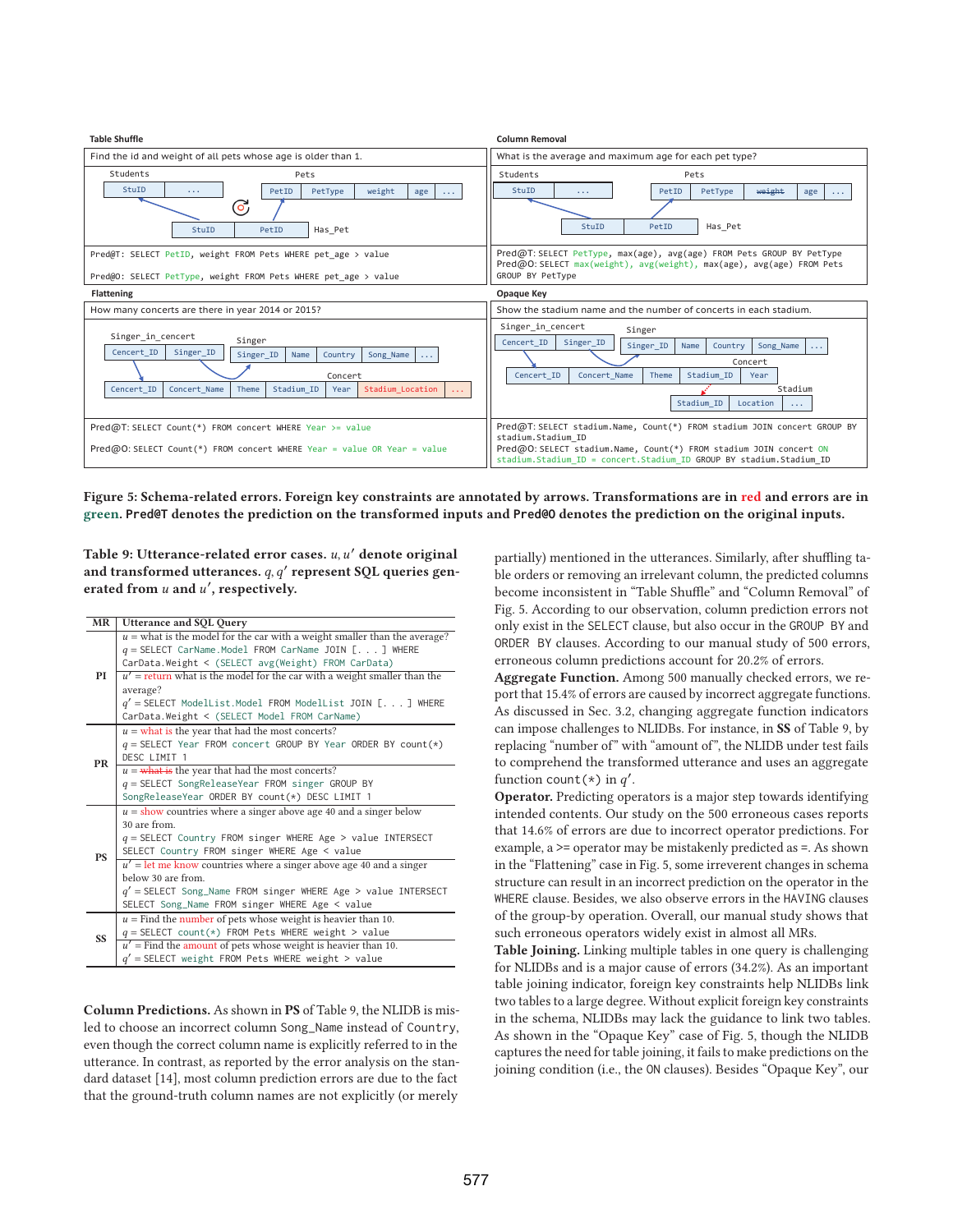**Table Shuffle**

Find the id and weight of all pets whose age is older than 1.

Students: StuID | ...
Pets: PetID | PetType | weight | age | ...
Has_Pet: StuID | PetID

```
Pred@T: SELECT PetID, weight FROM Pets WHERE pet_age > value
Pred@O: SELECT PetType, weight FROM Pets WHERE pet_age > value
```

**Column Removal**

What is the average and maximum age for each pet type?

Students: StuID | ...
Pets: PetID | PetType | ~~weight~~ | age | ...
Has_Pet: StuID | PetID

```
Pred@T: SELECT PetType, max(age), avg(age) FROM Pets GROUP BY PetType
Pred@O: SELECT max(weight), avg(weight), max(age), avg(age) FROM Pets GROUP BY PetType
```

**Flattening**

How many concerts are there in year 2014 or 2015?

Singer_in_cencert: Cencert_ID | Singer_ID
Singer: Singer_ID | Name | Country | Song_Name | ...
Concert: Cencert_ID | Concert_Name | Theme | Stadium_ID | Year | Stadium_Location | ...

```
Pred@T: SELECT Count(*) FROM concert WHERE Year >= value
Pred@O: SELECT Count(*) FROM concert WHERE Year = value OR Year = value
```

**Opaque Key**

Show the stadium name and the number of concerts in each stadium.

Singer_in_cencert: Cencert_ID | Singer_ID
Singer: Singer_ID | Name | Country | Song_Name | ...
Concert: Cencert_ID | Concert_Name | Theme | Stadium_ID | Year
Stadium: Stadium_ID | Location | ...

```
Pred@T: SELECT stadium.Name, Count(*) FROM stadium JOIN concert GROUP BY stadium.Stadium_ID
Pred@O: SELECT stadium.Name, Count(*) FROM stadium JOIN concert ON stadium.Stadium_ID = concert.Stadium_ID GROUP BY stadium.Stadium_ID
```

**Figure 5: Schema-related errors. Foreign key constraints are annotated by arrows. Transformations are in red and errors are in green. Pred@T denotes the prediction on the transformed inputs and Pred@O denotes the prediction on the original inputs.**

**Table 9: Utterance-related error cases. $u, u'$ denote original and transformed utterances. $q, q'$ represent SQL queries generated from $u$ and $u'$, respectively.**

| MR | Utterance and SQL Query |
|---|---|
| PI | $u$ = what is the model for the car with a weight smaller than the average?<br>$q$ = SELECT CarName.Model FROM CarName JOIN [. . . ] WHERE CarData.Weight < (SELECT avg(Weight) FROM CarData) |
| | $u'$ = return what is the model for the car with a weight smaller than the average?<br>$q'$ = SELECT ModelList.Model FROM ModelList JOIN [. . . ] WHERE CarData.Weight < (SELECT Model FROM CarName) |
| PR | $u$ = what is the year that had the most concerts?<br>$q$ = SELECT Year FROM concert GROUP BY Year ORDER BY count(*) DESC LIMIT 1 |
| | $u$ = ~~what is~~ the year that had the most concerts?<br>$q$ = SELECT SongReleaseYear FROM singer GROUP BY SongReleaseYear ORDER BY count(*) DESC LIMIT 1 |
| PS | $u$ = show countries where a singer above age 40 and a singer below 30 are from.<br>$q$ = SELECT Country FROM singer WHERE Age > value INTERSECT SELECT Country FROM singer WHERE Age < value |
| | $u'$ = let me know countries where a singer above age 40 and a singer below 30 are from.<br>$q'$ = SELECT Song_Name FROM singer WHERE Age > value INTERSECT SELECT Song_Name FROM singer WHERE Age < value |
| SS | $u$ = Find the number of pets whose weight is heavier than 10.<br>$q$ = SELECT count(*) FROM Pets WHERE weight > value |
| | $u'$ = Find the amount of pets whose weight is heavier than 10.<br>$q'$ = SELECT weight FROM Pets WHERE weight > value |

**Column Predictions.** As shown in **PS** of Table 9, the NLIDB is misled to choose an incorrect column Song_Name instead of Country, even though the correct column name is explicitly referred to in the utterance. In contrast, as reported by the error analysis on the standard dataset [14], most column prediction errors are due to the fact that the ground-truth column names are not explicitly (or merely partially) mentioned in the utterances. Similarly, after shuffling table orders or removing an irrelevant column, the predicted columns become inconsistent in "Table Shuffle" and "Column Removal" of Fig. 5. According to our observation, column prediction errors not only exist in the SELECT clause, but also occur in the GROUP BY and ORDER BY clauses. According to our manual study of 500 errors, erroneous column predictions account for 20.2% of errors.

**Aggregate Function.** Among 500 manually checked errors, we report that 15.4% of errors are caused by incorrect aggregate functions. As discussed in Sec. 3.2, changing aggregate function indicators can impose challenges to NLIDBs. For instance, in **SS** of Table 9, by replacing "number of" with "amount of", the NLIDB under test fails to comprehend the transformed utterance and uses an aggregate function count(*) in $q'$.

**Operator.** Predicting operators is a major step towards identifying intended contents. Our study on the 500 erroneous cases reports that 14.6% of errors are due to incorrect operator predictions. For example, a >= operator may be mistakenly predicted as =. As shown in the "Flattening" case in Fig. 5, some irreverent changes in schema structure can result in an incorrect prediction on the operator in the WHERE clause. Besides, we also observe errors in the HAVING clauses of the group-by operation. Overall, our manual study shows that such erroneous operators widely exist in almost all MRs.

**Table Joining.** Linking multiple tables in one query is challenging for NLIDBs and is a major cause of errors (34.2%). As an important table joining indicator, foreign key constraints help NLIDBs link two tables to a large degree. Without explicit foreign key constraints in the schema, NLIDBs may lack the guidance to link two tables. As shown in the "Opaque Key" case of Fig. 5, though the NLIDB captures the need for table joining, it fails to make predictions on the joining condition (i.e., the ON clauses). Besides "Opaque Key", our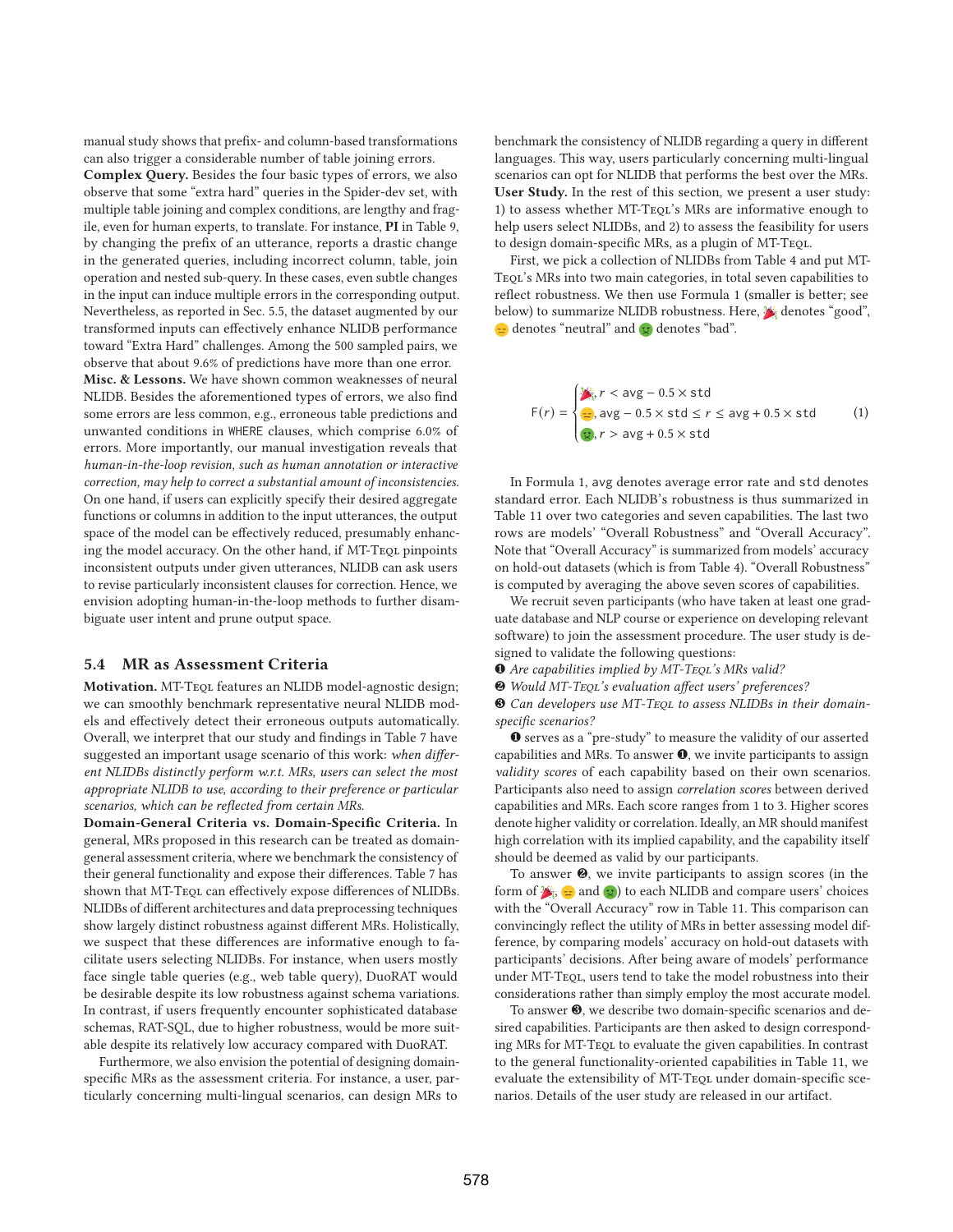manual study shows that prefix- and column-based transformations can also trigger a considerable number of table joining errors.

**Complex Query.** Besides the four basic types of errors, we also observe that some "extra hard" queries in the Spider-dev set, with multiple table joining and complex conditions, are lengthy and fragile, even for human experts, to translate. For instance, **PI** in Table 9, by changing the prefix of an utterance, reports a drastic change in the generated queries, including incorrect column, table, join operation and nested sub-query. In these cases, even subtle changes in the input can induce multiple errors in the corresponding output. Nevertheless, as reported in Sec. 5.5, the dataset augmented by our transformed inputs can effectively enhance NLIDB performance toward "Extra Hard" challenges. Among the 500 sampled pairs, we observe that about 9.6% of predictions have more than one error.

**Misc. & Lessons.** We have shown common weaknesses of neural NLIDB. Besides the aforementioned types of errors, we also find some errors are less common, e.g., erroneous table predictions and unwanted conditions in WHERE clauses, which comprise 6.0% of errors. More importantly, our manual investigation reveals that *human-in-the-loop revision, such as human annotation or interactive correction, may help to correct a substantial amount of inconsistencies.* On one hand, if users can explicitly specify their desired aggregate functions or columns in addition to the input utterances, the output space of the model can be effectively reduced, presumably enhancing the model accuracy. On the other hand, if MT-TEQL pinpoints inconsistent outputs under given utterances, NLIDB can ask users to revise particularly inconsistent clauses for correction. Hence, we envision adopting human-in-the-loop methods to further disambiguate user intent and prune output space.

## 5.4 MR as Assessment Criteria

**Motivation.** MT-TEQL features an NLIDB model-agnostic design; we can smoothly benchmark representative neural NLIDB models and effectively detect their erroneous outputs automatically. Overall, we interpret that our study and findings in Table 7 have suggested an important usage scenario of this work: *when different NLIDBs distinctly perform w.r.t. MRs, users can select the most appropriate NLIDB to use, according to their preference or particular scenarios, which can be reflected from certain MRs.*

**Domain-General Criteria vs. Domain-Specific Criteria.** In general, MRs proposed in this research can be treated as domain-general assessment criteria, where we benchmark the consistency of their general functionality and expose their differences. Table 7 has shown that MT-TEQL can effectively expose differences of NLIDBs. NLIDBs of different architectures and data preprocessing techniques show largely distinct robustness against different MRs. Holistically, we suspect that these differences are informative enough to facilitate users selecting NLIDBs. For instance, when users mostly face single table queries (e.g., web table query), DuoRAT would be desirable despite its low robustness against schema variations. In contrast, if users frequently encounter sophisticated database schemas, RAT-SQL, due to higher robustness, would be more suitable despite its relatively low accuracy compared with DuoRAT.

Furthermore, we also envision the potential of designing domain-specific MRs as the assessment criteria. For instance, a user, particularly concerning multi-lingual scenarios, can design MRs to benchmark the consistency of NLIDB regarding a query in different languages. This way, users particularly concerning multi-lingual scenarios can opt for NLIDB that performs the best over the MRs.

**User Study.** In the rest of this section, we present a user study: 1) to assess whether MT-TEQL's MRs are informative enough to help users select NLIDBs, and 2) to assess the feasibility for users to design domain-specific MRs, as a plugin of MT-TEQL.

First, we pick a collection of NLIDBs from Table 4 and put MT-TEQL's MRs into two main categories, in total seven capabilities to reflect robustness. We then use Formula 1 (smaller is better; see below) to summarize NLIDB robustness. Here, 🎉 denotes "good", 😑 denotes "neutral" and 🤢 denotes "bad".

$$
F(r) = \begin{cases} 🎉, r < \text{avg} - 0.5 \times \text{std} \\ 😑, \text{avg} - 0.5 \times \text{std} \le r \le \text{avg} + 0.5 \times \text{std} \\ 🤢, r > \text{avg} + 0.5 \times \text{std} \end{cases} \quad (1)
$$

In Formula 1, avg denotes average error rate and std denotes standard error. Each NLIDB's robustness is thus summarized in Table 11 over two categories and seven capabilities. The last two rows are models' "Overall Robustness" and "Overall Accuracy". Note that "Overall Accuracy" is summarized from models' accuracy on hold-out datasets (which is from Table 4). "Overall Robustness" is computed by averaging the above seven scores of capabilities.

We recruit seven participants (who have taken at least one graduate database and NLP course or experience on developing relevant software) to join the assessment procedure. The user study is designed to validate the following questions:

❶ *Are capabilities implied by MT-TEQL's MRs valid?*

❷ *Would MT-TEQL's evaluation affect users' preferences?*

❸ *Can developers use MT-TEQL to assess NLIDBs in their domain-specific scenarios?*

❶ serves as a "pre-study" to measure the validity of our asserted capabilities and MRs. To answer ❶, we invite participants to assign *validity scores* of each capability based on their own scenarios. Participants also need to assign *correlation scores* between derived capabilities and MRs. Each score ranges from 1 to 3. Higher scores denote higher validity or correlation. Ideally, an MR should manifest high correlation with its implied capability, and the capability itself should be deemed as valid by our participants.

To answer ❷, we invite participants to assign scores (in the form of 🎉, 😑 and 🤢) to each NLIDB and compare users' choices with the "Overall Accuracy" row in Table 11. This comparison can convincingly reflect the utility of MRs in better assessing model difference, by comparing models' accuracy on hold-out datasets with participants' decisions. After being aware of models' performance under MT-TEQL, users tend to take the model robustness into their considerations rather than simply employ the most accurate model.

To answer ❸, we describe two domain-specific scenarios and desired capabilities. Participants are then asked to design corresponding MRs for MT-TEQL to evaluate the given capabilities. In contrast to the general functionality-oriented capabilities in Table 11, we evaluate the extensibility of MT-TEQL under domain-specific scenarios. Details of the user study are released in our artifact.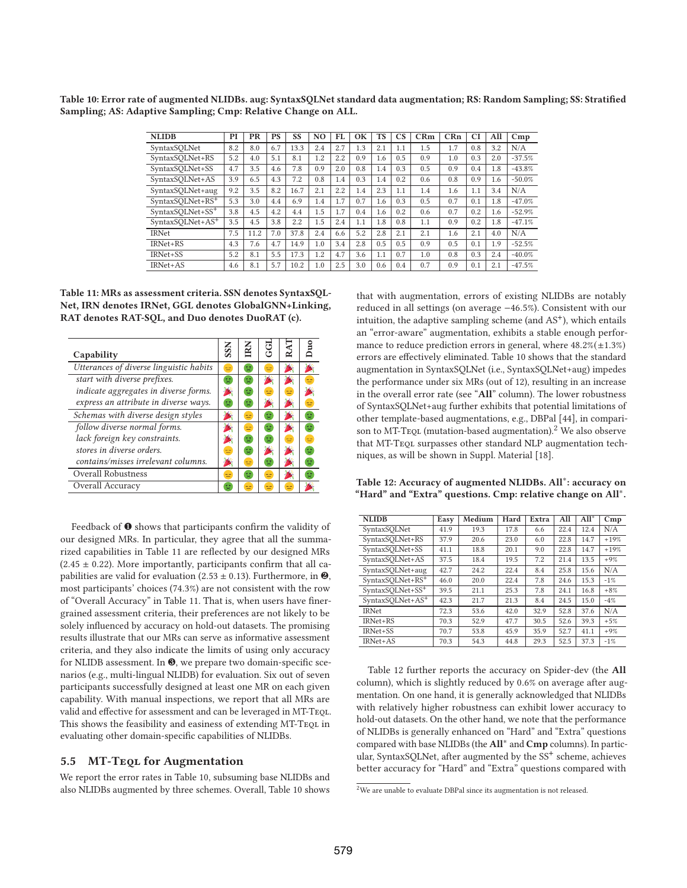**Table 10: Error rate of augmented NLIDBs. aug: SyntaxSQLNet standard data augmentation; RS: Random Sampling; SS: Stratified Sampling; AS: Adaptive Sampling; Cmp: Relative Change on ALL.**

| NLIDB | PI | PR | PS | SS | NO | FL | OK | TS | CS | CRm | CRn | CI | All | Cmp |
|---|---|---|---|---|---|---|---|---|---|---|---|---|---|---|
| SyntaxSQLNet | 8.2 | 8.0 | 6.7 | 13.3 | 2.4 | 2.7 | 1.3 | 2.1 | 1.1 | 1.5 | 1.7 | 0.8 | 3.2 | N/A |
| SyntaxSQLNet+RS | 5.2 | 4.0 | 5.1 | 8.1 | 1.2 | 2.2 | 0.9 | 1.6 | 0.5 | 0.9 | 1.0 | 0.3 | 2.0 | -37.5% |
| SyntaxSQLNet+SS | 4.7 | 3.5 | 4.6 | 7.8 | 0.9 | 2.0 | 0.8 | 1.4 | 0.3 | 0.5 | 0.9 | 0.4 | 1.8 | -43.8% |
| SyntaxSQLNet+AS | 3.9 | 6.5 | 4.3 | 7.2 | 0.8 | 1.4 | 0.3 | 1.4 | 0.2 | 0.6 | 0.8 | 0.9 | 1.6 | -50.0% |
| SyntaxSQLNet+aug | 9.2 | 3.5 | 8.2 | 16.7 | 2.1 | 2.2 | 1.4 | 2.3 | 1.1 | 1.4 | 1.6 | 1.1 | 3.4 | N/A |
| SyntaxSQLNet+RS+ | 5.3 | 3.0 | 4.4 | 6.9 | 1.4 | 1.7 | 0.7 | 1.6 | 0.3 | 0.5 | 0.7 | 0.1 | 1.8 | -47.0% |
| SyntaxSQLNet+SS+ | 3.8 | 4.5 | 4.2 | 4.4 | 1.5 | 1.7 | 0.4 | 1.6 | 0.2 | 0.6 | 0.7 | 0.2 | 1.6 | -52.9% |
| SyntaxSQLNet+AS+ | 3.5 | 4.5 | 3.8 | 2.2 | 1.5 | 2.4 | 1.1 | 1.8 | 0.8 | 1.1 | 0.9 | 0.2 | 1.8 | -47.1% |
| IRNet | 7.5 | 11.2 | 7.0 | 37.8 | 2.4 | 6.6 | 5.2 | 2.8 | 2.1 | 2.1 | 1.6 | 2.1 | 4.0 | N/A |
| IRNet+RS | 4.3 | 7.6 | 4.7 | 14.9 | 1.0 | 3.4 | 2.8 | 0.5 | 0.5 | 0.9 | 0.5 | 0.1 | 1.9 | -52.5% |
| IRNet+SS | 5.2 | 8.1 | 5.5 | 17.3 | 1.2 | 4.7 | 3.6 | 1.1 | 0.7 | 1.0 | 0.8 | 0.3 | 2.4 | -40.0% |
| IRNet+AS | 4.6 | 8.1 | 5.7 | 10.2 | 1.0 | 2.5 | 3.0 | 0.6 | 0.4 | 0.7 | 0.9 | 0.1 | 2.1 | -47.5% |

**Table 11: MRs as assessment criteria. SSN denotes SyntaxSQLNet, IRN denotes IRNet, GGL denotes GlobalGNN+Linking, RAT denotes RAT-SQL, and Duo denotes DuoRAT (c).**

| Capability | SSN | IRN | GGL | RAT | Duo |
|---|---|---|---|---|---|
| *Utterances of diverse linguistic habits* | 😑 | 😟 | 😑 | 🎉 | 🎉 |
| *start with diverse prefixes.* | 😟 | 😟 | 🎉 | 🎉 | 😑 |
| *indicate aggregates in diverse forms.* | 🎉 | 😟 | 😑 | 😑 | 🎉 |
| *express an attribute in diverse ways.* | 😟 | 😟 | 🎉 | 🎉 | 😑 |
| *Schemas with diverse design styles* | 🎉 | 😑 | 😟 | 🎉 | 😟 |
| *follow diverse normal forms.* | 🎉 | 😑 | 😟 | 🎉 | 😟 |
| *lack foreign key constraints.* | 🎉 | 😟 | 😟 | 😑 | 😑 |
| *stores in diverse orders.* | 😑 | 😟 | 🎉 | 🎉 | 😟 |
| *contains/misses irrelevant columns.* | 🎉 | 😑 | 😟 | 🎉 | 😟 |
| Overall Robustness | 😑 | 😟 | 😑 | 🎉 | 😟 |
| Overall Accuracy | 😟 | 😑 | 😑 | 😑 | 🎉 |

Feedback of ❶ shows that participants confirm the validity of our designed MRs. In particular, they agree that all the summarized capabilities in Table 11 are reflected by our designed MRs ($2.45 \pm 0.22$). More importantly, participants confirm that all capabilities are valid for evaluation ($2.53 \pm 0.13$). Furthermore, in ❷, most participants' choices (74.3%) are not consistent with the row of "Overall Accuracy" in Table 11. That is, when users have finer-grained assessment criteria, their preferences are not likely to be solely influenced by accuracy on hold-out datasets. The promising results illustrate that our MRs can serve as informative assessment criteria, and they also indicate the limits of using only accuracy for NLIDB assessment. In ❸, we prepare two domain-specific scenarios (e.g., multi-lingual NLIDB) for evaluation. Six out of seven participants successfully designed at least one MR on each given capability. With manual inspections, we report that all MRs are valid and effective for assessment and can be leveraged in MT-Teql. This shows the feasibility and easiness of extending MT-Teql in evaluating other domain-specific capabilities of NLIDBs.

## 5.5 MT-Teql for Augmentation

We report the error rates in Table 10, subsuming base NLIDBs and also NLIDBs augmented by three schemes. Overall, Table 10 shows that with augmentation, errors of existing NLIDBs are notably reduced in all settings (on average −46.5%). Consistent with our intuition, the adaptive sampling scheme (and AS+), which entails an "error-aware" augmentation, exhibits a stable enough performance to reduce prediction errors in general, where 48.2%(±1.3%) errors are effectively eliminated. Table 10 shows that the standard augmentation in SyntaxSQLNet (i.e., SyntaxSQLNet+aug) impedes the performance under six MRs (out of 12), resulting in an increase in the overall error rate (see "**All**" column). The lower robustness of SyntaxSQLNet+aug further exhibits that potential limitations of other template-based augmentations, e.g., DBPal [44], in comparison to MT-Teql (mutation-based augmentation).[2] We also observe that MT-Teql surpasses other standard NLP augmentation techniques, as will be shown in Suppl. Material [18].

**Table 12: Accuracy of augmented NLIDBs. All\*: accuracy on "Hard" and "Extra" questions. Cmp: relative change on All\*.**

| NLIDB | Easy | Medium | Hard | Extra | All | All* | Cmp |
|---|---|---|---|---|---|---|---|
| SyntaxSQLNet | 41.9 | 19.3 | 17.8 | 6.6 | 22.4 | 12.4 | N/A |
| SyntaxSQLNet+RS | 37.9 | 20.6 | 23.0 | 6.0 | 22.8 | 14.7 | +19% |
| SyntaxSQLNet+SS | 41.1 | 18.8 | 20.1 | 9.0 | 22.8 | 14.7 | +19% |
| SyntaxSQLNet+AS | 37.5 | 18.4 | 19.5 | 7.2 | 21.4 | 13.5 | +9% |
| SyntaxSQLNet+aug | 42.7 | 24.2 | 22.4 | 8.4 | 25.8 | 15.6 | N/A |
| SyntaxSQLNet+RS+ | 46.0 | 20.0 | 22.4 | 7.8 | 24.6 | 15.3 | -1% |
| SyntaxSQLNet+SS+ | 39.5 | 21.1 | 25.3 | 7.8 | 24.1 | 16.8 | +8% |
| SyntaxSQLNet+AS+ | 42.3 | 21.7 | 21.3 | 8.4 | 24.5 | 15.0 | -4% |
| IRNet | 72.3 | 53.6 | 42.0 | 32.9 | 52.8 | 37.6 | N/A |
| IRNet+RS | 70.3 | 52.9 | 47.7 | 30.5 | 52.6 | 39.3 | +5% |
| IRNet+SS | 70.7 | 53.8 | 45.9 | 35.9 | 52.7 | 41.1 | +9% |
| IRNet+AS | 70.3 | 54.3 | 44.8 | 29.3 | 52.5 | 37.3 | -1% |

Table 12 further reports the accuracy on Spider-dev (the **All** column), which is slightly reduced by 0.6% on average after augmentation. On one hand, it is generally acknowledged that NLIDBs with relatively higher robustness can exhibit lower accuracy to hold-out datasets. On the other hand, we note that the performance of NLIDBs is generally enhanced on "Hard" and "Extra" questions compared with base NLIDBs (the **All*** and **Cmp** columns). In particular, SyntaxSQLNet, after augmented by the SS+ scheme, achieves better accuracy for "Hard" and "Extra" questions compared with

[2] We are unable to evaluate DBPal since its augmentation is not released.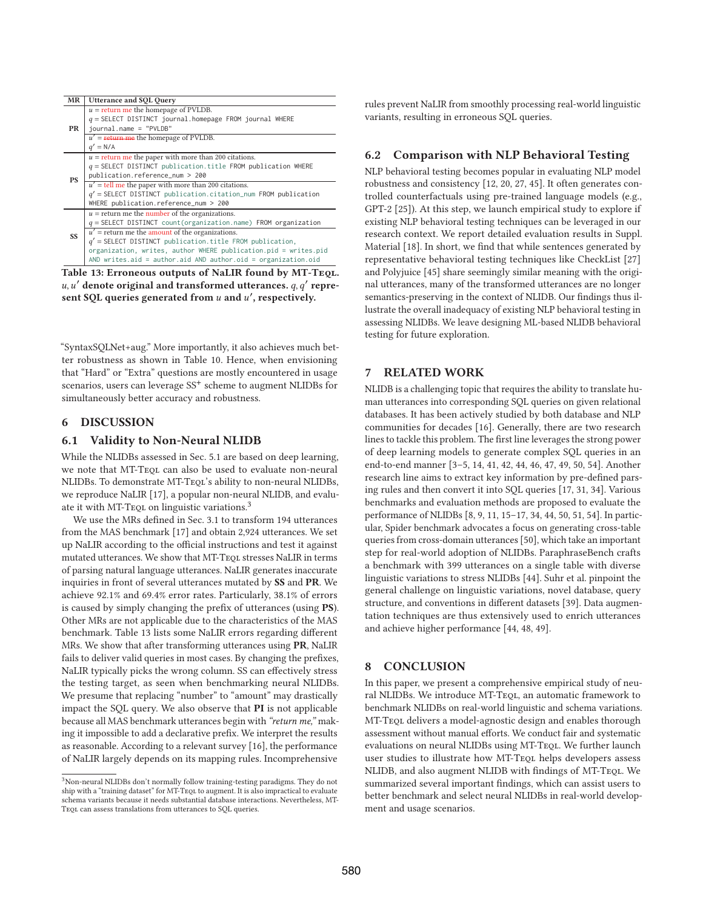| MR | Utterance and SQL Query |
|---|---|
| PR | $u$ = return me the homepage of PVLDB. |
| | $q$ = SELECT DISTINCT journal.homepage FROM journal WHERE journal.name = "PVLDB" |
| | $u'$ = ~~return me~~ the homepage of PVLDB. |
| | $q'$ = N/A |
| PS | $u$ = return me the paper with more than 200 citations. |
| | $q$ = SELECT DISTINCT publication.title FROM publication WHERE publication.reference_num > 200 |
| | $u'$ = tell me the paper with more than 200 citations. |
| | $q'$ = SELECT DISTINCT publication.citation_num FROM publication WHERE publication.reference_num > 200 |
| SS | $u$ = return me the number of the organizations. |
| | $q$ = SELECT DISTINCT count(organization.name) FROM organization |
| | $u'$ = return me the amount of the organizations. |
| | $q'$ = SELECT DISTINCT publication.title FROM publication, organization, writes, author WHERE publication.pid = writes.pid AND writes.aid = author.aid AND author.oid = organization.oid |

**Table 13: Erroneous outputs of NaLIR found by MT-Teql. $u, u'$ denote original and transformed utterances. $q, q'$ represent SQL queries generated from $u$ and $u'$, respectively.**

"SyntaxSQLNet+aug." More importantly, it also achieves much better robustness as shown in Table 10. Hence, when envisioning that "Hard" or "Extra" questions are mostly encountered in usage scenarios, users can leverage SS$^+$ scheme to augment NLIDBs for simultaneously better accuracy and robustness.

# 6 DISCUSSION

## 6.1 Validity to Non-Neural NLIDB

While the NLIDBs assessed in Sec. 5.1 are based on deep learning, we note that MT-Teql can also be used to evaluate non-neural NLIDBs. To demonstrate MT-Teql's ability to non-neural NLIDBs, we reproduce NaLIR [17], a popular non-neural NLIDB, and evaluate it with MT-Teql on linguistic variations.[3]

We use the MRs defined in Sec. 3.1 to transform 194 utterances from the MAS benchmark [17] and obtain 2,924 utterances. We set up NaLIR according to the official instructions and test it against mutated utterances. We show that MT-Teql stresses NaLIR in terms of parsing natural language utterances. NaLIR generates inaccurate inquiries in front of several utterances mutated by **SS** and **PR**. We achieve 92.1% and 69.4% error rates. Particularly, 38.1% of errors is caused by simply changing the prefix of utterances (using **PS**). Other MRs are not applicable due to the characteristics of the MAS benchmark. Table 13 lists some NaLIR errors regarding different MRs. We show that after transforming utterances using **PR**, NaLIR fails to deliver valid queries in most cases. By changing the prefixes, NaLIR typically picks the wrong column. SS can effectively stress the testing target, as seen when benchmarking neural NLIDBs. We presume that replacing "number" to "amount" may drastically impact the SQL query. We also observe that **PI** is not applicable because all MAS benchmark utterances begin with *"return me,"* making it impossible to add a declarative prefix. We interpret the results as reasonable. According to a relevant survey [16], the performance of NaLIR largely depends on its mapping rules. Incomprehensive rules prevent NaLIR from smoothly processing real-world linguistic variants, resulting in erroneous SQL queries.

[3] Non-neural NLIDBs don't normally follow training-testing paradigms. They do not ship with a "training dataset" for MT-Teql to augment. It is also impractical to evaluate schema variants because it needs substantial database interactions. Nevertheless, MT-Teql can assess translations from utterances to SQL queries.

## 6.2 Comparison with NLP Behavioral Testing

NLP behavioral testing becomes popular in evaluating NLP model robustness and consistency [12, 20, 27, 45]. It often generates controlled counterfactuals using pre-trained language models (e.g., GPT-2 [25]). At this step, we launch empirical study to explore if existing NLP behavioral testing techniques can be leveraged in our research context. We report detailed evaluation results in Suppl. Material [18]. In short, we find that while sentences generated by representative behavioral testing techniques like CheckList [27] and Polyjuice [45] share seemingly similar meaning with the original utterances, many of the transformed utterances are no longer semantics-preserving in the context of NLIDB. Our findings thus illustrate the overall inadequacy of existing NLP behavioral testing in assessing NLIDBs. We leave designing ML-based NLIDB behavioral testing for future exploration.

# 7 RELATED WORK

NLIDB is a challenging topic that requires the ability to translate human utterances into corresponding SQL queries on given relational databases. It has been actively studied by both database and NLP communities for decades [16]. Generally, there are two research lines to tackle this problem. The first line leverages the strong power of deep learning models to generate complex SQL queries in an end-to-end manner [3–5, 14, 41, 42, 44, 46, 47, 49, 50, 54]. Another research line aims to extract key information by pre-defined parsing rules and then convert it into SQL queries [17, 31, 34]. Various benchmarks and evaluation methods are proposed to evaluate the performance of NLIDBs [8, 9, 11, 15–17, 34, 44, 50, 51, 54]. In particular, Spider benchmark advocates a focus on generating cross-table queries from cross-domain utterances [50], which take an important step for real-world adoption of NLIDBs. ParaphraseBench crafts a benchmark with 399 utterances on a single table with diverse linguistic variations to stress NLIDBs [44]. Suhr et al. pinpoint the general challenge on linguistic variations, novel database, query structure, and conventions in different datasets [39]. Data augmentation techniques are thus extensively used to enrich utterances and achieve higher performance [44, 48, 49].

# 8 CONCLUSION

In this paper, we present a comprehensive empirical study of neural NLIDBs. We introduce MT-Teql, an automatic framework to benchmark NLIDBs on real-world linguistic and schema variations. MT-Teql delivers a model-agnostic design and enables thorough assessment without manual efforts. We conduct fair and systematic evaluations on neural NLIDBs using MT-Teql. We further launch user studies to illustrate how MT-Teql helps developers assess NLIDB, and also augment NLIDB with findings of MT-Teql. We summarized several important findings, which can assist users to better benchmark and select neural NLIDBs in real-world development and usage scenarios.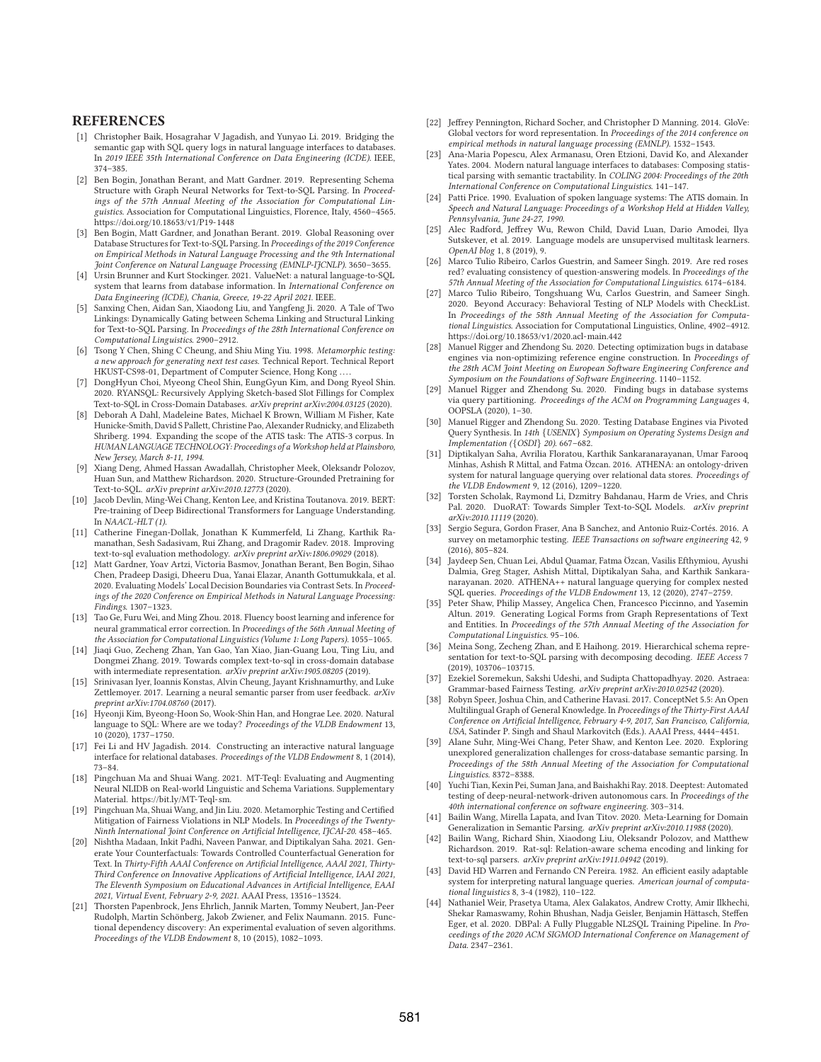## REFERENCES

[1] Christopher Baik, Hosagrahar V Jagadish, and Yunyao Li. 2019. Bridging the semantic gap with SQL query logs in natural language interfaces to databases. In *2019 IEEE 35th International Conference on Data Engineering (ICDE)*. IEEE, 374–385.

[2] Ben Bogin, Jonathan Berant, and Matt Gardner. 2019. Representing Schema Structure with Graph Neural Networks for Text-to-SQL Parsing. In *Proceedings of the 57th Annual Meeting of the Association for Computational Linguistics*. Association for Computational Linguistics, Florence, Italy, 4560–4565. https://doi.org/10.18653/v1/P19-1448

[3] Ben Bogin, Matt Gardner, and Jonathan Berant. 2019. Global Reasoning over Database Structures for Text-to-SQL Parsing. In *Proceedings of the 2019 Conference on Empirical Methods in Natural Language Processing and the 9th International Joint Conference on Natural Language Processing (EMNLP-IJCNLP)*. 3650–3655.

[4] Ursin Brunner and Kurt Stockinger. 2021. ValueNet: a natural language-to-SQL system that learns from database information. In *International Conference on Data Engineering (ICDE), Chania, Greece, 19-22 April 2021*. IEEE.

[5] Sanxing Chen, Aidan San, Xiaodong Liu, and Yangfeng Ji. 2020. A Tale of Two Linkings: Dynamically Gating between Schema Linking and Structural Linking for Text-to-SQL Parsing. In *Proceedings of the 28th International Conference on Computational Linguistics*. 2900–2912.

[6] Tsong Y Chen, Shing C Cheung, and Shiu Ming Yiu. 1998. *Metamorphic testing: a new approach for generating next test cases*. Technical Report. Technical Report HKUST-CS98-01, Department of Computer Science, Hong Kong ….

[7] DongHyun Choi, Myeong Cheol Shin, EungGyun Kim, and Dong Ryeol Shin. 2020. RYANSQL: Recursively Applying Sketch-based Slot Fillings for Complex Text-to-SQL in Cross-Domain Databases. *arXiv preprint arXiv:2004.03125* (2020).

[8] Deborah A Dahl, Madeleine Bates, Michael K Brown, William M Fisher, Kate Hunicke-Smith, David S Pallett, Christine Pao, Alexander Rudnicky, and Elizabeth Shriberg. 1994. Expanding the scope of the ATIS task: The ATIS-3 corpus. In *HUMAN LANGUAGE TECHNOLOGY: Proceedings of a Workshop held at Plainsboro, New Jersey, March 8-11, 1994*.

[9] Xiang Deng, Ahmed Hassan Awadallah, Christopher Meek, Oleksandr Polozov, Huan Sun, and Matthew Richardson. 2020. Structure-Grounded Pretraining for Text-to-SQL. *arXiv preprint arXiv:2010.12773* (2020).

[10] Jacob Devlin, Ming-Wei Chang, Kenton Lee, and Kristina Toutanova. 2019. BERT: Pre-training of Deep Bidirectional Transformers for Language Understanding. In *NAACL-HLT (1)*.

[11] Catherine Finegan-Dollak, Jonathan K Kummerfeld, Li Zhang, Karthik Ramanathan, Sesh Sadasivam, Rui Zhang, and Dragomir Radev. 2018. Improving text-to-sql evaluation methodology. *arXiv preprint arXiv:1806.09029* (2018).

[12] Matt Gardner, Yoav Artzi, Victoria Basmov, Jonathan Berant, Ben Bogin, Sihao Chen, Pradeep Dasigi, Dheeru Dua, Yanai Elazar, Ananth Gottumukkala, et al. 2020. Evaluating Models' Local Decision Boundaries via Contrast Sets. In *Proceedings of the 2020 Conference on Empirical Methods in Natural Language Processing: Findings*. 1307–1323.

[13] Tao Ge, Furu Wei, and Ming Zhou. 2018. Fluency boost learning and inference for neural grammatical error correction. In *Proceedings of the 56th Annual Meeting of the Association for Computational Linguistics (Volume 1: Long Papers)*. 1055–1065.

[14] Jiaqi Guo, Zecheng Zhan, Yan Gao, Yan Xiao, Jian-Guang Lou, Ting Liu, and Dongmei Zhang. 2019. Towards complex text-to-sql in cross-domain database with intermediate representation. *arXiv preprint arXiv:1905.08205* (2019).

[15] Srinivasan Iyer, Ioannis Konstas, Alvin Cheung, Jayant Krishnamurthy, and Luke Zettlemoyer. 2017. Learning a neural semantic parser from user feedback. *arXiv preprint arXiv:1704.08760* (2017).

[16] Hyeonji Kim, Byeong-Hoon So, Wook-Shin Han, and Hongrae Lee. 2020. Natural language to SQL: Where are we today? *Proceedings of the VLDB Endowment* 13, 10 (2020), 1737–1750.

[17] Fei Li and HV Jagadish. 2014. Constructing an interactive natural language interface for relational databases. *Proceedings of the VLDB Endowment* 8, 1 (2014), 73–84.

[18] Pingchuan Ma and Shuai Wang. 2021. MT-Teql: Evaluating and Augmenting Neural NLIDB on Real-world Linguistic and Schema Variations. Supplementary Material. https://bit.ly/MT-Teql-sm.

[19] Pingchuan Ma, Shuai Wang, and Jin Liu. 2020. Metamorphic Testing and Certified Mitigation of Fairness Violations in NLP Models. In *Proceedings of the Twenty-Ninth International Joint Conference on Artificial Intelligence, IJCAI-20*. 458–465.

[20] Nishtha Madaan, Inkit Padhi, Naveen Panwar, and Diptikalyan Saha. 2021. Generate Your Counterfactuals: Towards Controlled Counterfactual Generation for Text. In *Thirty-Fifth AAAI Conference on Artificial Intelligence, AAAI 2021, Thirty-Third Conference on Innovative Applications of Artificial Intelligence, IAAI 2021, The Eleventh Symposium on Educational Advances in Artificial Intelligence, EAAI 2021, Virtual Event, February 2-9, 2021*. AAAI Press, 13516–13524.

[21] Thorsten Papenbrock, Jens Ehrlich, Jannik Marten, Tommy Neubert, Jan-Peer Rudolph, Martin Schönberg, Jakob Zwiener, and Felix Naumann. 2015. Functional dependency discovery: An experimental evaluation of seven algorithms. *Proceedings of the VLDB Endowment* 8, 10 (2015), 1082–1093.

[22] Jeffrey Pennington, Richard Socher, and Christopher D Manning. 2014. GloVe: Global vectors for word representation. In *Proceedings of the 2014 conference on empirical methods in natural language processing (EMNLP)*. 1532–1543.

[23] Ana-Maria Popescu, Alex Armanasu, Oren Etzioni, David Ko, and Alexander Yates. 2004. Modern natural language interfaces to databases: Composing statistical parsing with semantic tractability. In *COLING 2004: Proceedings of the 20th International Conference on Computational Linguistics*. 141–147.

[24] Patti Price. 1990. Evaluation of spoken language systems: The ATIS domain. In *Speech and Natural Language: Proceedings of a Workshop Held at Hidden Valley, Pennsylvania, June 24-27, 1990*.

[25] Alec Radford, Jeffrey Wu, Rewon Child, David Luan, Dario Amodei, Ilya Sutskever, et al. 2019. Language models are unsupervised multitask learners. *OpenAI blog* 1, 8 (2019), 9.

[26] Marco Tulio Ribeiro, Carlos Guestrin, and Sameer Singh. 2019. Are red roses red? evaluating consistency of question-answering models. In *Proceedings of the 57th Annual Meeting of the Association for Computational Linguistics*. 6174–6184.

[27] Marco Tulio Ribeiro, Tongshuang Wu, Carlos Guestrin, and Sameer Singh. 2020. Beyond Accuracy: Behavioral Testing of NLP Models with CheckList. In *Proceedings of the 58th Annual Meeting of the Association for Computational Linguistics*. Association for Computational Linguistics, Online, 4902–4912. https://doi.org/10.18653/v1/2020.acl-main.442

[28] Manuel Rigger and Zhendong Su. 2020. Detecting optimization bugs in database engines via non-optimizing reference engine construction. In *Proceedings of the 28th ACM Joint Meeting on European Software Engineering Conference and Symposium on the Foundations of Software Engineering*. 1140–1152.

[29] Manuel Rigger and Zhendong Su. 2020. Finding bugs in database systems via query partitioning. *Proceedings of the ACM on Programming Languages* 4, OOPSLA (2020), 1–30.

[30] Manuel Rigger and Zhendong Su. 2020. Testing Database Engines via Pivoted Query Synthesis. In *14th {USENIX} Symposium on Operating Systems Design and Implementation ({OSDI} 20)*. 667–682.

[31] Diptikalyan Saha, Avrilia Floratou, Karthik Sankaranarayanan, Umar Farooq Minhas, Ashish R Mittal, and Fatma Özcan. 2016. ATHENA: an ontology-driven system for natural language querying over relational data stores. *Proceedings of the VLDB Endowment* 9, 12 (2016), 1209–1220.

[32] Torsten Scholak, Raymond Li, Dzmitry Bahdanau, Harm de Vries, and Chris Pal. 2020. DuoRAT: Towards Simpler Text-to-SQL Models. *arXiv preprint arXiv:2010.11119* (2020).

[33] Sergio Segura, Gordon Fraser, Ana B Sanchez, and Antonio Ruiz-Cortés. 2016. A survey on metamorphic testing. *IEEE Transactions on software engineering* 42, 9 (2016), 805–824.

[34] Jaydeep Sen, Chuan Lei, Abdul Quamar, Fatma Özcan, Vasilis Efthymiou, Ayushi Dalmia, Greg Stager, Ashish Mittal, Diptikalyan Saha, and Karthik Sankaranarayanan. 2020. ATHENA++ natural language querying for complex nested SQL queries. *Proceedings of the VLDB Endowment* 13, 12 (2020), 2747–2759.

[35] Peter Shaw, Philip Massey, Angelica Chen, Francesco Piccinno, and Yasemin Altun. 2019. Generating Logical Forms from Graph Representations of Text and Entities. In *Proceedings of the 57th Annual Meeting of the Association for Computational Linguistics*. 95–106.

[36] Meina Song, Zecheng Zhan, and E Haihong. 2019. Hierarchical schema representation for text-to-SQL parsing with decomposing decoding. *IEEE Access* 7 (2019), 103706–103715.

[37] Ezekiel Soremekun, Sakshi Udeshi, and Sudipta Chattopadhyay. 2020. Astraea: Grammar-based Fairness Testing. *arXiv preprint arXiv:2010.02542* (2020).

[38] Robyn Speer, Joshua Chin, and Catherine Havasi. 2017. ConceptNet 5.5: An Open Multilingual Graph of General Knowledge. In *Proceedings of the Thirty-First AAAI Conference on Artificial Intelligence, February 4-9, 2017, San Francisco, California, USA*, Satinder P. Singh and Shaul Markovitch (Eds.). AAAI Press, 4444–4451.

[39] Alane Suhr, Ming-Wei Chang, Peter Shaw, and Kenton Lee. 2020. Exploring unexplored generalization challenges for cross-database semantic parsing. In *Proceedings of the 58th Annual Meeting of the Association for Computational Linguistics*. 8372–8388.

[40] Yuchi Tian, Kexin Pei, Suman Jana, and Baishakhi Ray. 2018. Deeptest: Automated testing of deep-neural-network-driven autonomous cars. In *Proceedings of the 40th international conference on software engineering*. 303–314.

[41] Bailin Wang, Mirella Lapata, and Ivan Titov. 2020. Meta-Learning for Domain Generalization in Semantic Parsing. *arXiv preprint arXiv:2010.11988* (2020).

[42] Bailin Wang, Richard Shin, Xiaodong Liu, Oleksandr Polozov, and Matthew Richardson. 2019. Rat-sql: Relation-aware schema encoding and linking for text-to-sql parsers. *arXiv preprint arXiv:1911.04942* (2019).

[43] David HD Warren and Fernando CN Pereira. 1982. An efficient easily adaptable system for interpreting natural language queries. *American journal of computational linguistics* 8, 3-4 (1982), 110–122.

[44] Nathaniel Weir, Prasetya Utama, Alex Galakatos, Andrew Crotty, Amir Ilkhechi, Shekar Ramaswamy, Rohin Bhushan, Nadja Geisler, Benjamin Hättasch, Steffen Eger, et al. 2020. DBPal: A Fully Pluggable NL2SQL Training Pipeline. In *Proceedings of the 2020 ACM SIGMOD International Conference on Management of Data*. 2347–2361.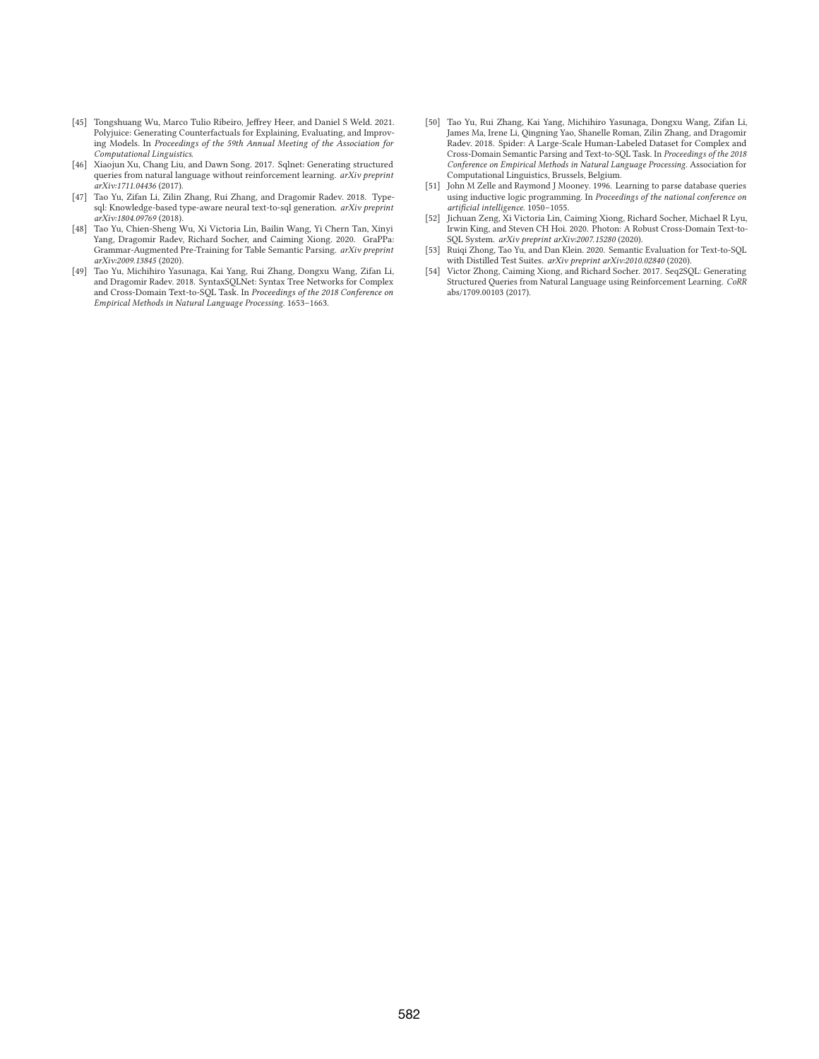[45] Tongshuang Wu, Marco Tulio Ribeiro, Jeffrey Heer, and Daniel S Weld. 2021. Polyjuice: Generating Counterfactuals for Explaining, Evaluating, and Improving Models. In *Proceedings of the 59th Annual Meeting of the Association for Computational Linguistics*.

[46] Xiaojun Xu, Chang Liu, and Dawn Song. 2017. Sqlnet: Generating structured queries from natural language without reinforcement learning. *arXiv preprint arXiv:1711.04436* (2017).

[47] Tao Yu, Zifan Li, Zilin Zhang, Rui Zhang, and Dragomir Radev. 2018. Typesql: Knowledge-based type-aware neural text-to-sql generation. *arXiv preprint arXiv:1804.09769* (2018).

[48] Tao Yu, Chien-Sheng Wu, Xi Victoria Lin, Bailin Wang, Yi Chern Tan, Xinyi Yang, Dragomir Radev, Richard Socher, and Caiming Xiong. 2020. GraPPa: Grammar-Augmented Pre-Training for Table Semantic Parsing. *arXiv preprint arXiv:2009.13845* (2020).

[49] Tao Yu, Michihiro Yasunaga, Kai Yang, Rui Zhang, Dongxu Wang, Zifan Li, and Dragomir Radev. 2018. SyntaxSQLNet: Syntax Tree Networks for Complex and Cross-Domain Text-to-SQL Task. In *Proceedings of the 2018 Conference on Empirical Methods in Natural Language Processing*. 1653–1663.

[50] Tao Yu, Rui Zhang, Kai Yang, Michihiro Yasunaga, Dongxu Wang, Zifan Li, James Ma, Irene Li, Qingning Yao, Shanelle Roman, Zilin Zhang, and Dragomir Radev. 2018. Spider: A Large-Scale Human-Labeled Dataset for Complex and Cross-Domain Semantic Parsing and Text-to-SQL Task. In *Proceedings of the 2018 Conference on Empirical Methods in Natural Language Processing*. Association for Computational Linguistics, Brussels, Belgium.

[51] John M Zelle and Raymond J Mooney. 1996. Learning to parse database queries using inductive logic programming. In *Proceedings of the national conference on artificial intelligence*. 1050–1055.

[52] Jichuan Zeng, Xi Victoria Lin, Caiming Xiong, Richard Socher, Michael R Lyu, Irwin King, and Steven CH Hoi. 2020. Photon: A Robust Cross-Domain Text-to-SQL System. *arXiv preprint arXiv:2007.15280* (2020).

[53] Ruiqi Zhong, Tao Yu, and Dan Klein. 2020. Semantic Evaluation for Text-to-SQL with Distilled Test Suites. *arXiv preprint arXiv:2010.02840* (2020).

[54] Victor Zhong, Caiming Xiong, and Richard Socher. 2017. Seq2SQL: Generating Structured Queries from Natural Language using Reinforcement Learning. *CoRR* abs/1709.00103 (2017).